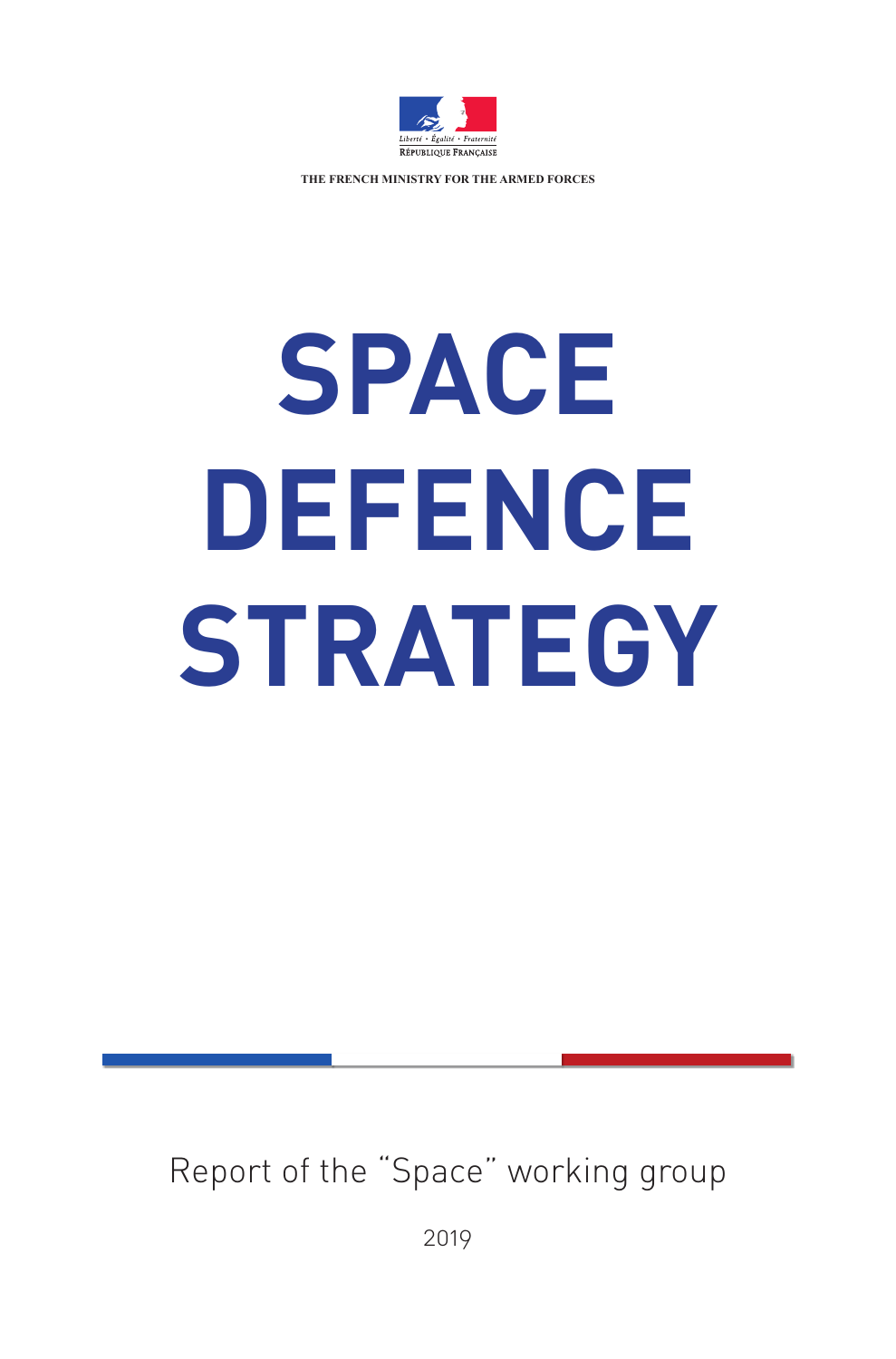Liberté • Égalité • Fraternité
RÉPUBLIQUE FRANÇAISE

THE FRENCH MINISTRY FOR THE ARMED FORCES

# SPACE DEFENCE STRATEGY

Report of the "Space" working group

2019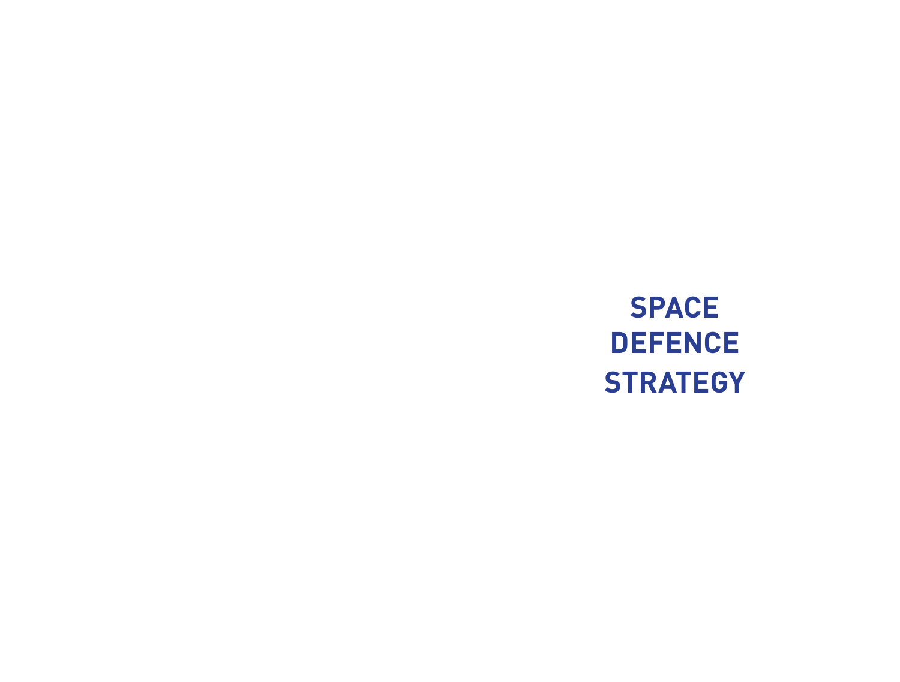# SPACE DEFENCE STRATEGY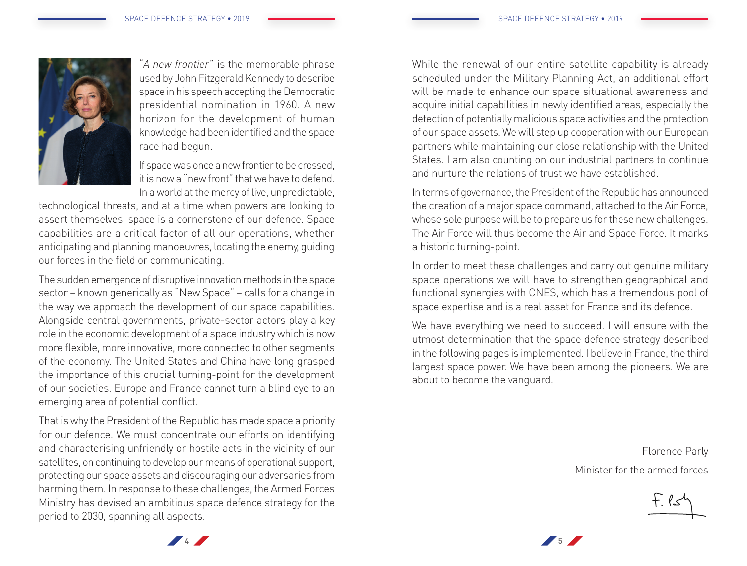"*A new frontier*" is the memorable phrase used by John Fitzgerald Kennedy to describe space in his speech accepting the Democratic presidential nomination in 1960. A new horizon for the development of human knowledge had been identified and the space race had begun.

If space was once a new frontier to be crossed, it is now a "new front" that we have to defend. In a world at the mercy of live, unpredictable, technological threats, and at a time when powers are looking to assert themselves, space is a cornerstone of our defence. Space capabilities are a critical factor of all our operations, whether anticipating and planning manoeuvres, locating the enemy, guiding our forces in the field or communicating.

The sudden emergence of disruptive innovation methods in the space sector – known generically as "New Space" – calls for a change in the way we approach the development of our space capabilities. Alongside central governments, private-sector actors play a key role in the economic development of a space industry which is now more flexible, more innovative, more connected to other segments of the economy. The United States and China have long grasped the importance of this crucial turning-point for the development of our societies. Europe and France cannot turn a blind eye to an emerging area of potential conflict.

That is why the President of the Republic has made space a priority for our defence. We must concentrate our efforts on identifying and characterising unfriendly or hostile acts in the vicinity of our satellites, on continuing to develop our means of operational support, protecting our space assets and discouraging our adversaries from harming them. In response to these challenges, the Armed Forces Ministry has devised an ambitious space defence strategy for the period to 2030, spanning all aspects.

While the renewal of our entire satellite capability is already scheduled under the Military Planning Act, an additional effort will be made to enhance our space situational awareness and acquire initial capabilities in newly identified areas, especially the detection of potentially malicious space activities and the protection of our space assets. We will step up cooperation with our European partners while maintaining our close relationship with the United States. I am also counting on our industrial partners to continue and nurture the relations of trust we have established.

In terms of governance, the President of the Republic has announced the creation of a major space command, attached to the Air Force, whose sole purpose will be to prepare us for these new challenges. The Air Force will thus become the Air and Space Force. It marks a historic turning-point.

In order to meet these challenges and carry out genuine military space operations we will have to strengthen geographical and functional synergies with CNES, which has a tremendous pool of space expertise and is a real asset for France and its defence.

We have everything we need to succeed. I will ensure with the utmost determination that the space defence strategy described in the following pages is implemented. I believe in France, the third largest space power. We have been among the pioneers. We are about to become the vanguard.

Florence Parly

Minister for the armed forces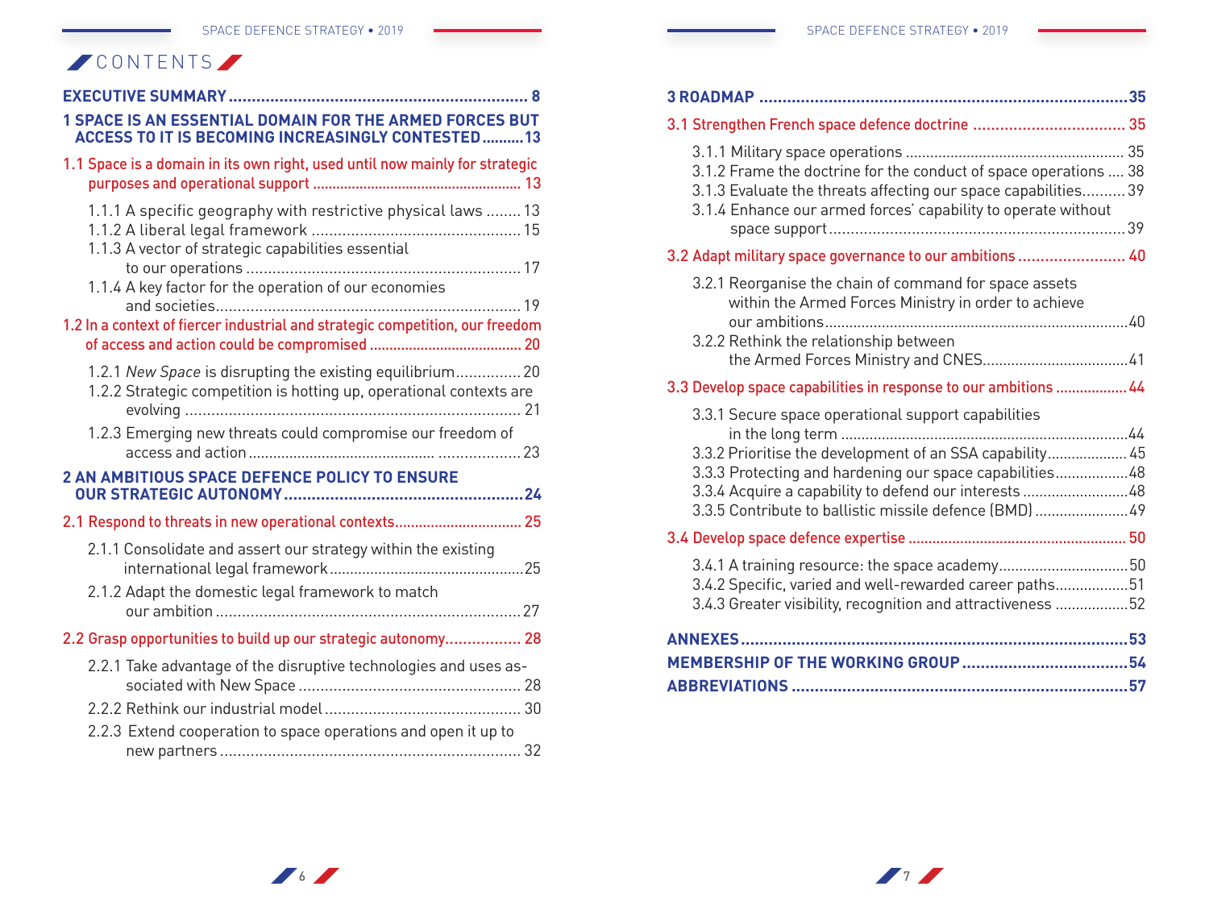# CONTENTS

**EXECUTIVE SUMMARY** ........ 8

**1 SPACE IS AN ESSENTIAL DOMAIN FOR THE ARMED FORCES BUT ACCESS TO IT IS BECOMING INCREASINGLY CONTESTED** ........ 13

1.1 Space is a domain in its own right, used until now mainly for strategic purposes and operational support ........ 13

- 1.1.1 A specific geography with restrictive physical laws ........ 13
- 1.1.2 A liberal legal framework ........ 15
- 1.1.3 A vector of strategic capabilities essential to our operations ........ 17
- 1.1.4 A key factor for the operation of our economies and societies ........ 19

1.2 In a context of fiercer industrial and strategic competition, our freedom of access and action could be compromised ........ 20

- 1.2.1 *New Space* is disrupting the existing equilibrium ........ 20
- 1.2.2 Strategic competition is hotting up, operational contexts are evolving ........ 21
- 1.2.3 Emerging new threats could compromise our freedom of access and action ........ 23

**2 AN AMBITIOUS SPACE DEFENCE POLICY TO ENSURE OUR STRATEGIC AUTONOMY** ........ 24

2.1 Respond to threats in new operational contexts ........ 25

- 2.1.1 Consolidate and assert our strategy within the existing international legal framework ........ 25
- 2.1.2 Adapt the domestic legal framework to match our ambition ........ 27

2.2 Grasp opportunities to build up our strategic autonomy ........ 28

- 2.2.1 Take advantage of the disruptive technologies and uses associated with New Space ........ 28
- 2.2.2 Rethink our industrial model ........ 30
- 2.2.3 Extend cooperation to space operations and open it up to new partners ........ 32

**3 ROADMAP** ........ 35

3.1 Strengthen French space defence doctrine ........ 35

- 3.1.1 Military space operations ........ 35
- 3.1.2 Frame the doctrine for the conduct of space operations ........ 38
- 3.1.3 Evaluate the threats affecting our space capabilities ........ 39
- 3.1.4 Enhance our armed forces' capability to operate without space support ........ 39

3.2 Adapt military space governance to our ambitions ........ 40

- 3.2.1 Reorganise the chain of command for space assets within the Armed Forces Ministry in order to achieve our ambitions ........ 40
- 3.2.2 Rethink the relationship between the Armed Forces Ministry and CNES ........ 41

3.3 Develop space capabilities in response to our ambitions ........ 44

- 3.3.1 Secure space operational support capabilities in the long term ........ 44
- 3.3.2 Prioritise the development of an SSA capability ........ 45
- 3.3.3 Protecting and hardening our space capabilities ........ 48
- 3.3.4 Acquire a capability to defend our interests ........ 48
- 3.3.5 Contribute to ballistic missile defence (BMD) ........ 49

3.4 Develop space defence expertise ........ 50

- 3.4.1 A training resource: the space academy ........ 50
- 3.4.2 Specific, varied and well-rewarded career paths ........ 51
- 3.4.3 Greater visibility, recognition and attractiveness ........ 52

**ANNEXES** ........ 53

**MEMBERSHIP OF THE WORKING GROUP** ........ 54

**ABBREVIATIONS** ........ 57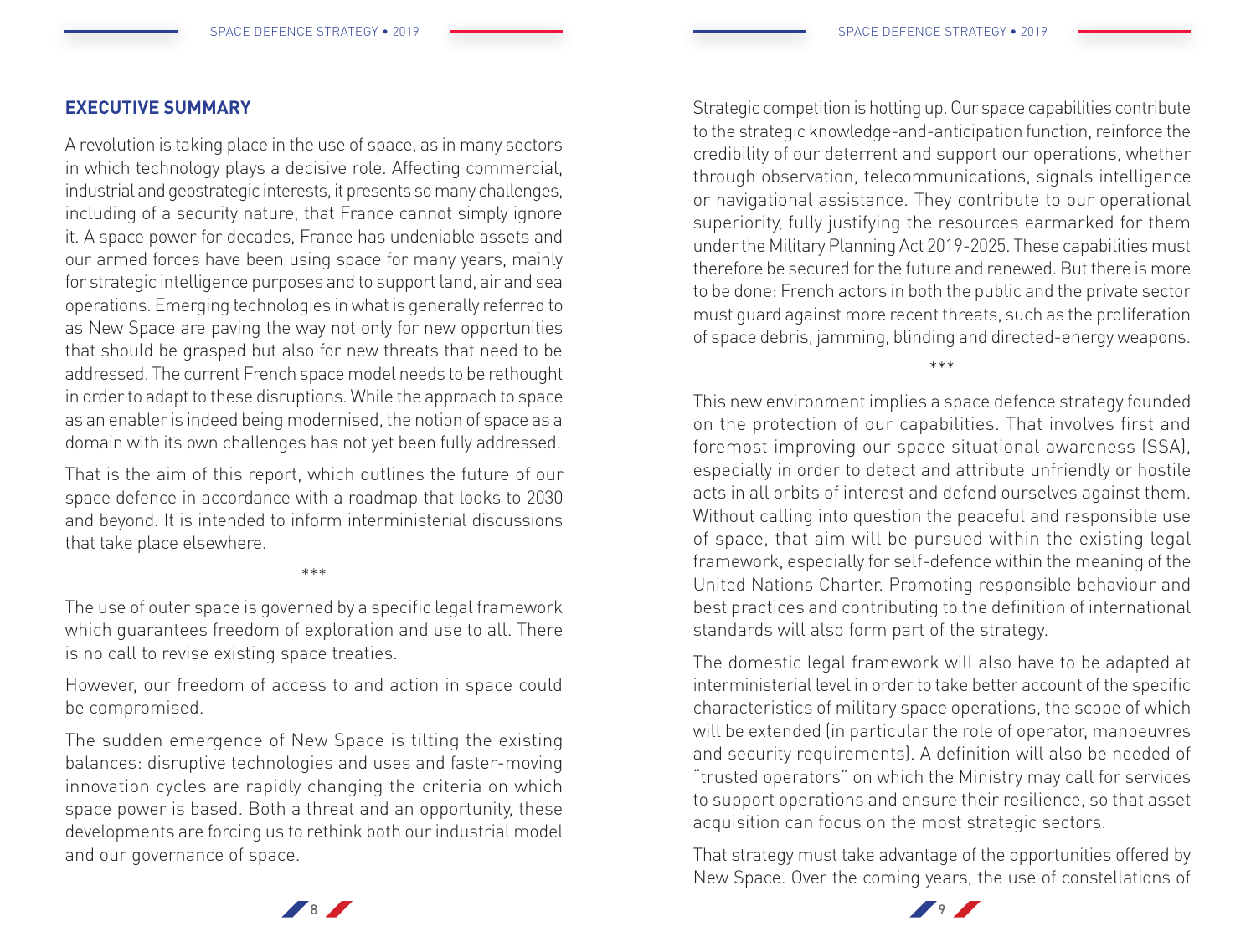## EXECUTIVE SUMMARY

A revolution is taking place in the use of space, as in many sectors in which technology plays a decisive role. Affecting commercial, industrial and geostrategic interests, it presents so many challenges, including of a security nature, that France cannot simply ignore it. A space power for decades, France has undeniable assets and our armed forces have been using space for many years, mainly for strategic intelligence purposes and to support land, air and sea operations. Emerging technologies in what is generally referred to as New Space are paving the way not only for new opportunities that should be grasped but also for new threats that need to be addressed. The current French space model needs to be rethought in order to adapt to these disruptions. While the approach to space as an enabler is indeed being modernised, the notion of space as a domain with its own challenges has not yet been fully addressed.

That is the aim of this report, which outlines the future of our space defence in accordance with a roadmap that looks to 2030 and beyond. It is intended to inform interministerial discussions that take place elsewhere.

\*\*\*

The use of outer space is governed by a specific legal framework which guarantees freedom of exploration and use to all. There is no call to revise existing space treaties.

However, our freedom of access to and action in space could be compromised.

The sudden emergence of New Space is tilting the existing balances: disruptive technologies and uses and faster-moving innovation cycles are rapidly changing the criteria on which space power is based. Both a threat and an opportunity, these developments are forcing us to rethink both our industrial model and our governance of space.

Strategic competition is hotting up. Our space capabilities contribute to the strategic knowledge-and-anticipation function, reinforce the credibility of our deterrent and support our operations, whether through observation, telecommunications, signals intelligence or navigational assistance. They contribute to our operational superiority, fully justifying the resources earmarked for them under the Military Planning Act 2019-2025. These capabilities must therefore be secured for the future and renewed. But there is more to be done: French actors in both the public and the private sector must guard against more recent threats, such as the proliferation of space debris, jamming, blinding and directed-energy weapons.

\*\*\*

This new environment implies a space defence strategy founded on the protection of our capabilities. That involves first and foremost improving our space situational awareness (SSA), especially in order to detect and attribute unfriendly or hostile acts in all orbits of interest and defend ourselves against them. Without calling into question the peaceful and responsible use of space, that aim will be pursued within the existing legal framework, especially for self-defence within the meaning of the United Nations Charter. Promoting responsible behaviour and best practices and contributing to the definition of international standards will also form part of the strategy.

The domestic legal framework will also have to be adapted at interministerial level in order to take better account of the specific characteristics of military space operations, the scope of which will be extended (in particular the role of operator, manoeuvres and security requirements). A definition will also be needed of "trusted operators" on which the Ministry may call for services to support operations and ensure their resilience, so that asset acquisition can focus on the most strategic sectors.

That strategy must take advantage of the opportunities offered by New Space. Over the coming years, the use of constellations of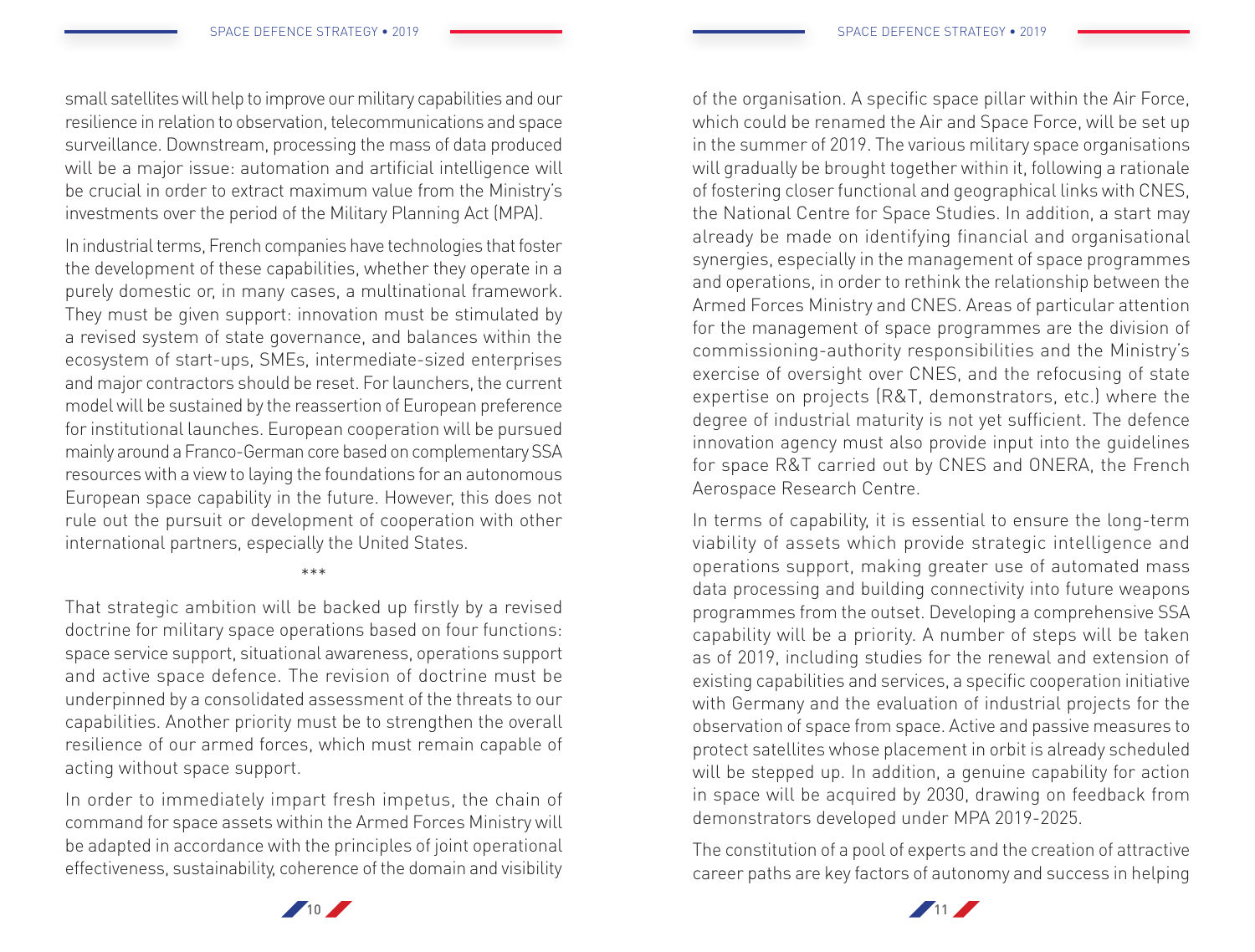small satellites will help to improve our military capabilities and our resilience in relation to observation, telecommunications and space surveillance. Downstream, processing the mass of data produced will be a major issue: automation and artificial intelligence will be crucial in order to extract maximum value from the Ministry's investments over the period of the Military Planning Act (MPA).

In industrial terms, French companies have technologies that foster the development of these capabilities, whether they operate in a purely domestic or, in many cases, a multinational framework. They must be given support: innovation must be stimulated by a revised system of state governance, and balances within the ecosystem of start-ups, SMEs, intermediate-sized enterprises and major contractors should be reset. For launchers, the current model will be sustained by the reassertion of European preference for institutional launches. European cooperation will be pursued mainly around a Franco-German core based on complementary SSA resources with a view to laying the foundations for an autonomous European space capability in the future. However, this does not rule out the pursuit or development of cooperation with other international partners, especially the United States.

\*\*\*

That strategic ambition will be backed up firstly by a revised doctrine for military space operations based on four functions: space service support, situational awareness, operations support and active space defence. The revision of doctrine must be underpinned by a consolidated assessment of the threats to our capabilities. Another priority must be to strengthen the overall resilience of our armed forces, which must remain capable of acting without space support.

In order to immediately impart fresh impetus, the chain of command for space assets within the Armed Forces Ministry will be adapted in accordance with the principles of joint operational effectiveness, sustainability, coherence of the domain and visibility of the organisation. A specific space pillar within the Air Force, which could be renamed the Air and Space Force, will be set up in the summer of 2019. The various military space organisations will gradually be brought together within it, following a rationale of fostering closer functional and geographical links with CNES, the National Centre for Space Studies. In addition, a start may already be made on identifying financial and organisational synergies, especially in the management of space programmes and operations, in order to rethink the relationship between the Armed Forces Ministry and CNES. Areas of particular attention for the management of space programmes are the division of commissioning-authority responsibilities and the Ministry's exercise of oversight over CNES, and the refocusing of state expertise on projects (R&T, demonstrators, etc.) where the degree of industrial maturity is not yet sufficient. The defence innovation agency must also provide input into the guidelines for space R&T carried out by CNES and ONERA, the French Aerospace Research Centre.

In terms of capability, it is essential to ensure the long-term viability of assets which provide strategic intelligence and operations support, making greater use of automated mass data processing and building connectivity into future weapons programmes from the outset. Developing a comprehensive SSA capability will be a priority. A number of steps will be taken as of 2019, including studies for the renewal and extension of existing capabilities and services, a specific cooperation initiative with Germany and the evaluation of industrial projects for the observation of space from space. Active and passive measures to protect satellites whose placement in orbit is already scheduled will be stepped up. In addition, a genuine capability for action in space will be acquired by 2030, drawing on feedback from demonstrators developed under MPA 2019-2025.

The constitution of a pool of experts and the creation of attractive career paths are key factors of autonomy and success in helping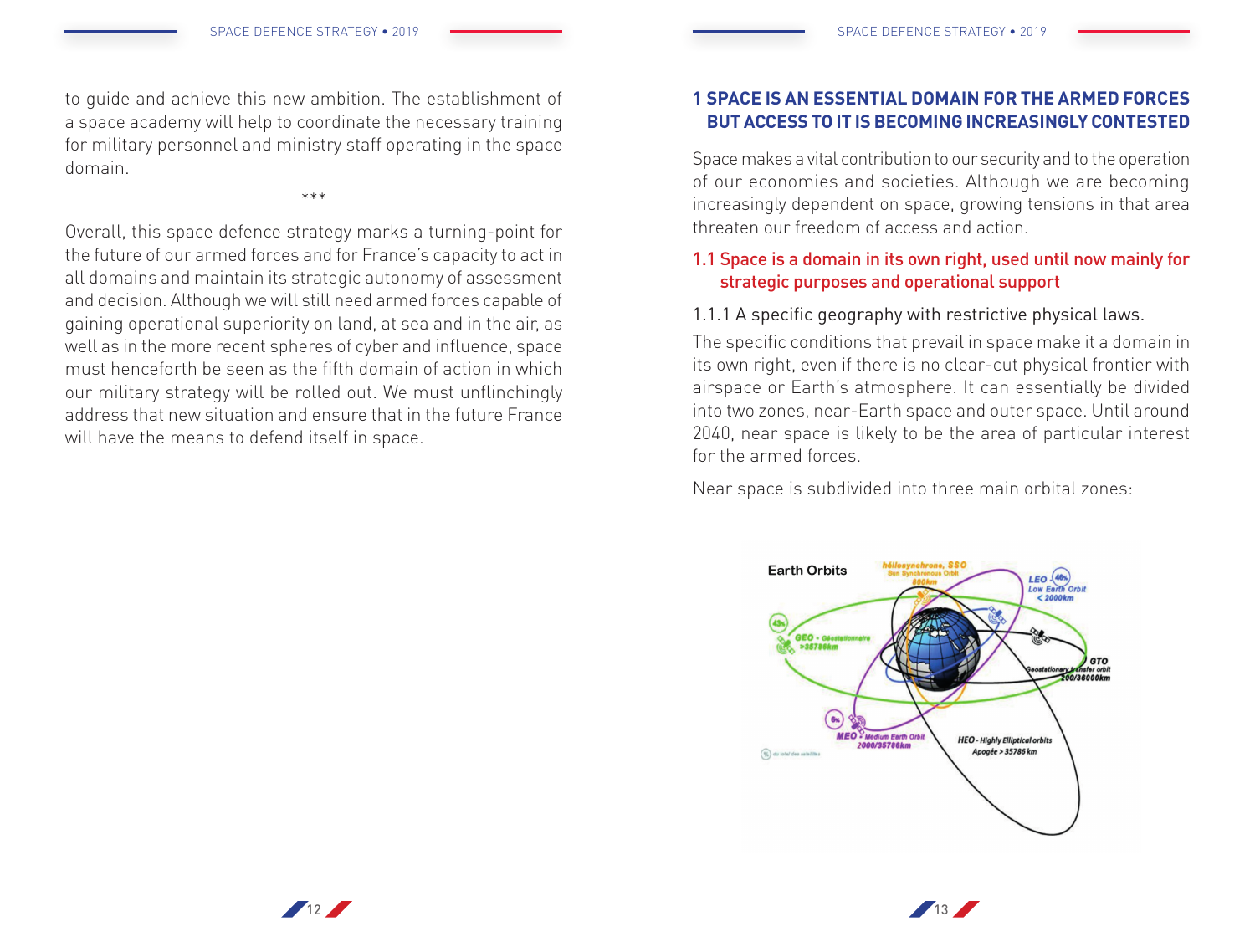to guide and achieve this new ambition. The establishment of a space academy will help to coordinate the necessary training for military personnel and ministry staff operating in the space domain.

\*\*\*

Overall, this space defence strategy marks a turning-point for the future of our armed forces and for France's capacity to act in all domains and maintain its strategic autonomy of assessment and decision. Although we will still need armed forces capable of gaining operational superiority on land, at sea and in the air, as well as in the more recent spheres of cyber and influence, space must henceforth be seen as the fifth domain of action in which our military strategy will be rolled out. We must unflinchingly address that new situation and ensure that in the future France will have the means to defend itself in space.

## 1 SPACE IS AN ESSENTIAL DOMAIN FOR THE ARMED FORCES BUT ACCESS TO IT IS BECOMING INCREASINGLY CONTESTED

Space makes a vital contribution to our security and to the operation of our economies and societies. Although we are becoming increasingly dependent on space, growing tensions in that area threaten our freedom of access and action.

### 1.1 Space is a domain in its own right, used until now mainly for strategic purposes and operational support

#### 1.1.1 A specific geography with restrictive physical laws.

The specific conditions that prevail in space make it a domain in its own right, even if there is no clear-cut physical frontier with airspace or Earth's atmosphere. It can essentially be divided into two zones, near-Earth space and outer space. Until around 2040, near space is likely to be the area of particular interest for the armed forces.

Near space is subdivided into three main orbital zones:

Earth Orbits

héliosynchrone, SSO Sun Synchronous Orbit 800km

LEO (46%) Low Earth Orbit < 2000km

(43%) GEO - Géostationnaire >35786km

GTO Geostationary transfer orbit 200/36000km

(6%) MEO - Medium Earth Orbit 2000/35786km

HEO - Highly Elliptical orbits Apogée > 35786 km

(%) du total des satellites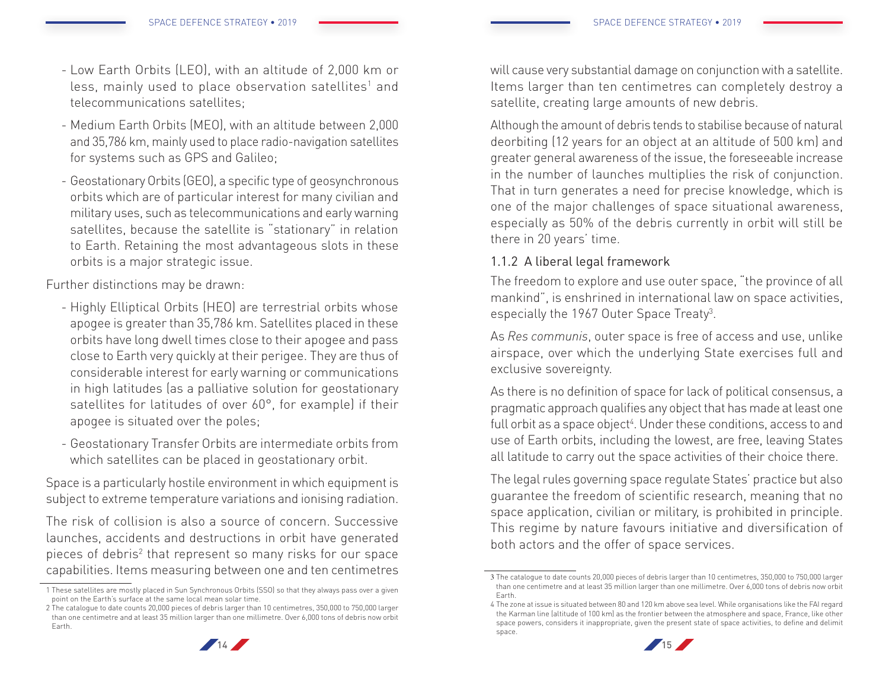- Low Earth Orbits (LEO), with an altitude of 2,000 km or less, mainly used to place observation satellites[1] and telecommunications satellites;
- Medium Earth Orbits (MEO), with an altitude between 2,000 and 35,786 km, mainly used to place radio-navigation satellites for systems such as GPS and Galileo;
- Geostationary Orbits (GEO), a specific type of geosynchronous orbits which are of particular interest for many civilian and military uses, such as telecommunications and early warning satellites, because the satellite is "stationary" in relation to Earth. Retaining the most advantageous slots in these orbits is a major strategic issue.

Further distinctions may be drawn:

- Highly Elliptical Orbits (HEO) are terrestrial orbits whose apogee is greater than 35,786 km. Satellites placed in these orbits have long dwell times close to their apogee and pass close to Earth very quickly at their perigee. They are thus of considerable interest for early warning or communications in high latitudes (as a palliative solution for geostationary satellites for latitudes of over 60°, for example) if their apogee is situated over the poles;
- Geostationary Transfer Orbits are intermediate orbits from which satellites can be placed in geostationary orbit.

Space is a particularly hostile environment in which equipment is subject to extreme temperature variations and ionising radiation.

The risk of collision is also a source of concern. Successive launches, accidents and destructions in orbit have generated pieces of debris[2] that represent so many risks for our space capabilities. Items measuring between one and ten centimetres will cause very substantial damage on conjunction with a satellite. Items larger than ten centimetres can completely destroy a satellite, creating large amounts of new debris.

Although the amount of debris tends to stabilise because of natural deorbiting (12 years for an object at an altitude of 500 km) and greater general awareness of the issue, the foreseeable increase in the number of launches multiplies the risk of conjunction. That in turn generates a need for precise knowledge, which is one of the major challenges of space situational awareness, especially as 50% of the debris currently in orbit will still be there in 20 years' time.

### 1.1.2 A liberal legal framework

The freedom to explore and use outer space, "the province of all mankind", is enshrined in international law on space activities, especially the 1967 Outer Space Treaty[3].

As *Res communis*, outer space is free of access and use, unlike airspace, over which the underlying State exercises full and exclusive sovereignty.

As there is no definition of space for lack of political consensus, a pragmatic approach qualifies any object that has made at least one full orbit as a space object[4]. Under these conditions, access to and use of Earth orbits, including the lowest, are free, leaving States all latitude to carry out the space activities of their choice there.

The legal rules governing space regulate States' practice but also guarantee the freedom of scientific research, meaning that no space application, civilian or military, is prohibited in principle. This regime by nature favours initiative and diversification of both actors and the offer of space services.

---

1 These satellites are mostly placed in Sun Synchronous Orbits (SSO) so that they always pass over a given point on the Earth's surface at the same local mean solar time.

2 The catalogue to date counts 20,000 pieces of debris larger than 10 centimetres, 350,000 to 750,000 larger than one centimetre and at least 35 million larger than one millimetre. Over 6,000 tons of debris now orbit Earth.

3 The catalogue to date counts 20,000 pieces of debris larger than 10 centimetres, 350,000 to 750,000 larger than one centimetre and at least 35 million larger than one millimetre. Over 6,000 tons of debris now orbit Earth.

4 The zone at issue is situated between 80 and 120 km above sea level. While organisations like the FAI regard the Karman line (altitude of 100 km) as the frontier between the atmosphere and space, France, like other space powers, considers it inappropriate, given the present state of space activities, to define and delimit space.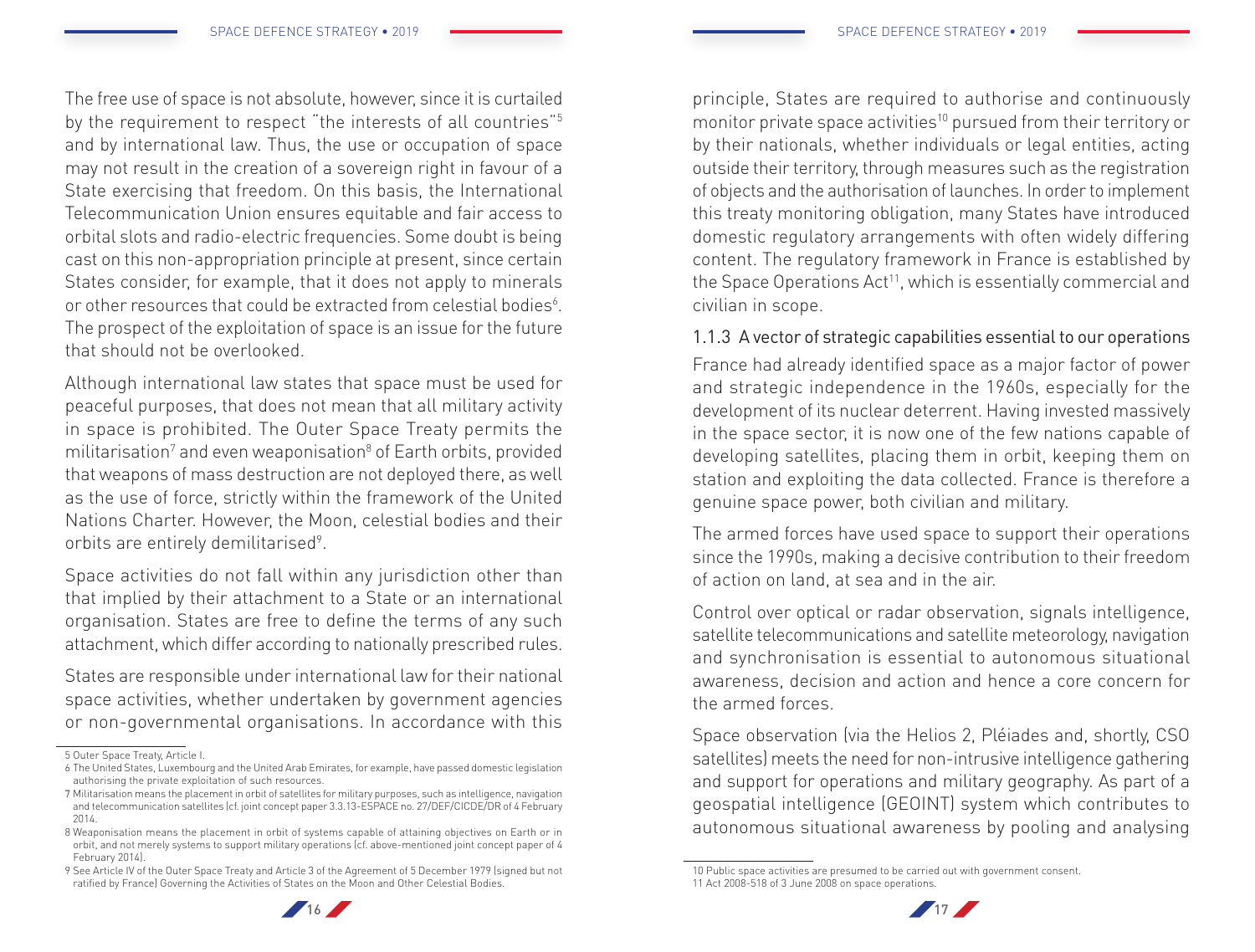The free use of space is not absolute, however, since it is curtailed by the requirement to respect "the interests of all countries"[5] and by international law. Thus, the use or occupation of space may not result in the creation of a sovereign right in favour of a State exercising that freedom. On this basis, the International Telecommunication Union ensures equitable and fair access to orbital slots and radio-electric frequencies. Some doubt is being cast on this non-appropriation principle at present, since certain States consider, for example, that it does not apply to minerals or other resources that could be extracted from celestial bodies[6]. The prospect of the exploitation of space is an issue for the future that should not be overlooked.

Although international law states that space must be used for peaceful purposes, that does not mean that all military activity in space is prohibited. The Outer Space Treaty permits the militarisation[7] and even weaponisation[8] of Earth orbits, provided that weapons of mass destruction are not deployed there, as well as the use of force, strictly within the framework of the United Nations Charter. However, the Moon, celestial bodies and their orbits are entirely demilitarised[9].

Space activities do not fall within any jurisdiction other than that implied by their attachment to a State or an international organisation. States are free to define the terms of any such attachment, which differ according to nationally prescribed rules.

States are responsible under international law for their national space activities, whether undertaken by government agencies or non-governmental organisations. In accordance with this principle, States are required to authorise and continuously monitor private space activities[10] pursued from their territory or by their nationals, whether individuals or legal entities, acting outside their territory, through measures such as the registration of objects and the authorisation of launches. In order to implement this treaty monitoring obligation, many States have introduced domestic regulatory arrangements with often widely differing content. The regulatory framework in France is established by the Space Operations Act[11], which is essentially commercial and civilian in scope.

### 1.1.3 A vector of strategic capabilities essential to our operations

France had already identified space as a major factor of power and strategic independence in the 1960s, especially for the development of its nuclear deterrent. Having invested massively in the space sector, it is now one of the few nations capable of developing satellites, placing them in orbit, keeping them on station and exploiting the data collected. France is therefore a genuine space power, both civilian and military.

The armed forces have used space to support their operations since the 1990s, making a decisive contribution to their freedom of action on land, at sea and in the air.

Control over optical or radar observation, signals intelligence, satellite telecommunications and satellite meteorology, navigation and synchronisation is essential to autonomous situational awareness, decision and action and hence a core concern for the armed forces.

Space observation (via the Helios 2, Pléiades and, shortly, CSO satellites) meets the need for non-intrusive intelligence gathering and support for operations and military geography. As part of a geospatial intelligence (GEOINT) system which contributes to autonomous situational awareness by pooling and analysing

---

5 Outer Space Treaty, Article I.

6 The United States, Luxembourg and the United Arab Emirates, for example, have passed domestic legislation authorising the private exploitation of such resources.

7 Militarisation means the placement in orbit of satellites for military purposes, such as intelligence, navigation and telecommunication satellites (cf. joint concept paper 3.3.13-ESPACE no. 27/DEF/CICDE/DR of 4 February 2014.

8 Weaponisation means the placement in orbit of systems capable of attaining objectives on Earth or in orbit, and not merely systems to support military operations (cf. above-mentioned joint concept paper of 4 February 2014).

9 See Article IV of the Outer Space Treaty and Article 3 of the Agreement of 5 December 1979 (signed but not ratified by France) Governing the Activities of States on the Moon and Other Celestial Bodies.

10 Public space activities are presumed to be carried out with government consent.

11 Act 2008-518 of 3 June 2008 on space operations.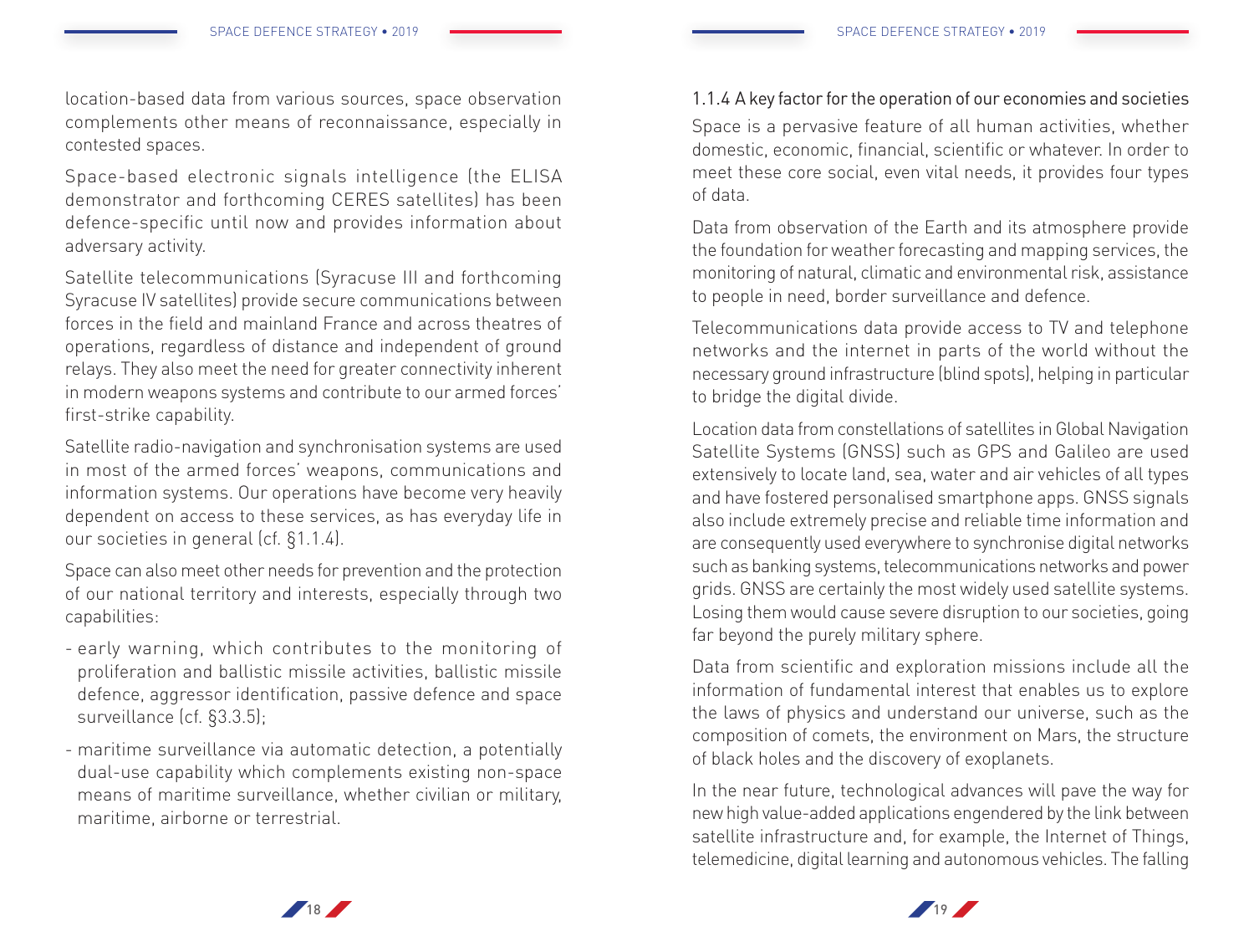location-based data from various sources, space observation complements other means of reconnaissance, especially in contested spaces.

Space-based electronic signals intelligence (the ELISA demonstrator and forthcoming CERES satellites) has been defence-specific until now and provides information about adversary activity.

Satellite telecommunications (Syracuse III and forthcoming Syracuse IV satellites) provide secure communications between forces in the field and mainland France and across theatres of operations, regardless of distance and independent of ground relays. They also meet the need for greater connectivity inherent in modern weapons systems and contribute to our armed forces' first-strike capability.

Satellite radio-navigation and synchronisation systems are used in most of the armed forces' weapons, communications and information systems. Our operations have become very heavily dependent on access to these services, as has everyday life in our societies in general (cf. §1.1.4).

Space can also meet other needs for prevention and the protection of our national territory and interests, especially through two capabilities:

- early warning, which contributes to the monitoring of proliferation and ballistic missile activities, ballistic missile defence, aggressor identification, passive defence and space surveillance (cf. §3.3.5);
- maritime surveillance via automatic detection, a potentially dual-use capability which complements existing non-space means of maritime surveillance, whether civilian or military, maritime, airborne or terrestrial.

#### 1.1.4 A key factor for the operation of our economies and societies

Space is a pervasive feature of all human activities, whether domestic, economic, financial, scientific or whatever. In order to meet these core social, even vital needs, it provides four types of data.

Data from observation of the Earth and its atmosphere provide the foundation for weather forecasting and mapping services, the monitoring of natural, climatic and environmental risk, assistance to people in need, border surveillance and defence.

Telecommunications data provide access to TV and telephone networks and the internet in parts of the world without the necessary ground infrastructure (blind spots), helping in particular to bridge the digital divide.

Location data from constellations of satellites in Global Navigation Satellite Systems (GNSS) such as GPS and Galileo are used extensively to locate land, sea, water and air vehicles of all types and have fostered personalised smartphone apps. GNSS signals also include extremely precise and reliable time information and are consequently used everywhere to synchronise digital networks such as banking systems, telecommunications networks and power grids. GNSS are certainly the most widely used satellite systems. Losing them would cause severe disruption to our societies, going far beyond the purely military sphere.

Data from scientific and exploration missions include all the information of fundamental interest that enables us to explore the laws of physics and understand our universe, such as the composition of comets, the environment on Mars, the structure of black holes and the discovery of exoplanets.

In the near future, technological advances will pave the way for new high value-added applications engendered by the link between satellite infrastructure and, for example, the Internet of Things, telemedicine, digital learning and autonomous vehicles. The falling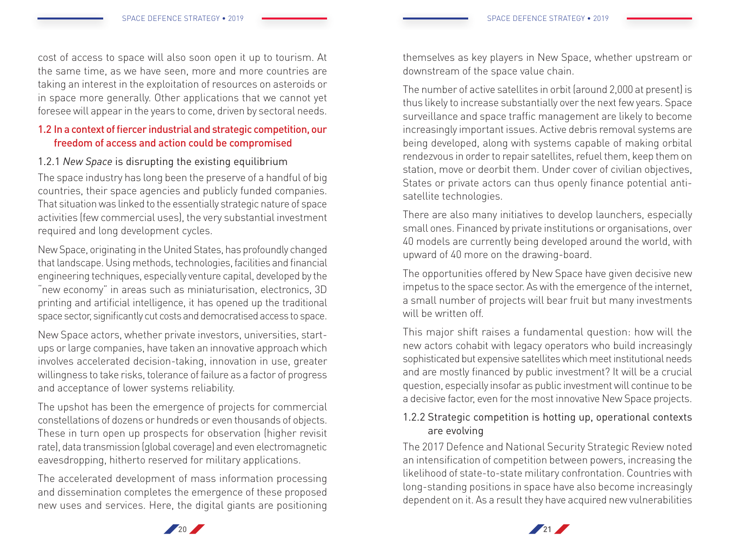cost of access to space will also soon open it up to tourism. At the same time, as we have seen, more and more countries are taking an interest in the exploitation of resources on asteroids or in space more generally. Other applications that we cannot yet foresee will appear in the years to come, driven by sectoral needs.

## 1.2 In a context of fiercer industrial and strategic competition, our freedom of access and action could be compromised

### 1.2.1 *New Space* is disrupting the existing equilibrium

The space industry has long been the preserve of a handful of big countries, their space agencies and publicly funded companies. That situation was linked to the essentially strategic nature of space activities (few commercial uses), the very substantial investment required and long development cycles.

New Space, originating in the United States, has profoundly changed that landscape. Using methods, technologies, facilities and financial engineering techniques, especially venture capital, developed by the "new economy" in areas such as miniaturisation, electronics, 3D printing and artificial intelligence, it has opened up the traditional space sector, significantly cut costs and democratised access to space.

New Space actors, whether private investors, universities, start-ups or large companies, have taken an innovative approach which involves accelerated decision-taking, innovation in use, greater willingness to take risks, tolerance of failure as a factor of progress and acceptance of lower systems reliability.

The upshot has been the emergence of projects for commercial constellations of dozens or hundreds or even thousands of objects. These in turn open up prospects for observation (higher revisit rate), data transmission (global coverage) and even electromagnetic eavesdropping, hitherto reserved for military applications.

The accelerated development of mass information processing and dissemination completes the emergence of these proposed new uses and services. Here, the digital giants are positioning themselves as key players in New Space, whether upstream or downstream of the space value chain.

The number of active satellites in orbit (around 2,000 at present) is thus likely to increase substantially over the next few years. Space surveillance and space traffic management are likely to become increasingly important issues. Active debris removal systems are being developed, along with systems capable of making orbital rendezvous in order to repair satellites, refuel them, keep them on station, move or deorbit them. Under cover of civilian objectives, States or private actors can thus openly finance potential anti-satellite technologies.

There are also many initiatives to develop launchers, especially small ones. Financed by private institutions or organisations, over 40 models are currently being developed around the world, with upward of 40 more on the drawing-board.

The opportunities offered by New Space have given decisive new impetus to the space sector. As with the emergence of the internet, a small number of projects will bear fruit but many investments will be written off.

This major shift raises a fundamental question: how will the new actors cohabit with legacy operators who build increasingly sophisticated but expensive satellites which meet institutional needs and are mostly financed by public investment? It will be a crucial question, especially insofar as public investment will continue to be a decisive factor, even for the most innovative New Space projects.

### 1.2.2 Strategic competition is hotting up, operational contexts are evolving

The 2017 Defence and National Security Strategic Review noted an intensification of competition between powers, increasing the likelihood of state-to-state military confrontation. Countries with long-standing positions in space have also become increasingly dependent on it. As a result they have acquired new vulnerabilities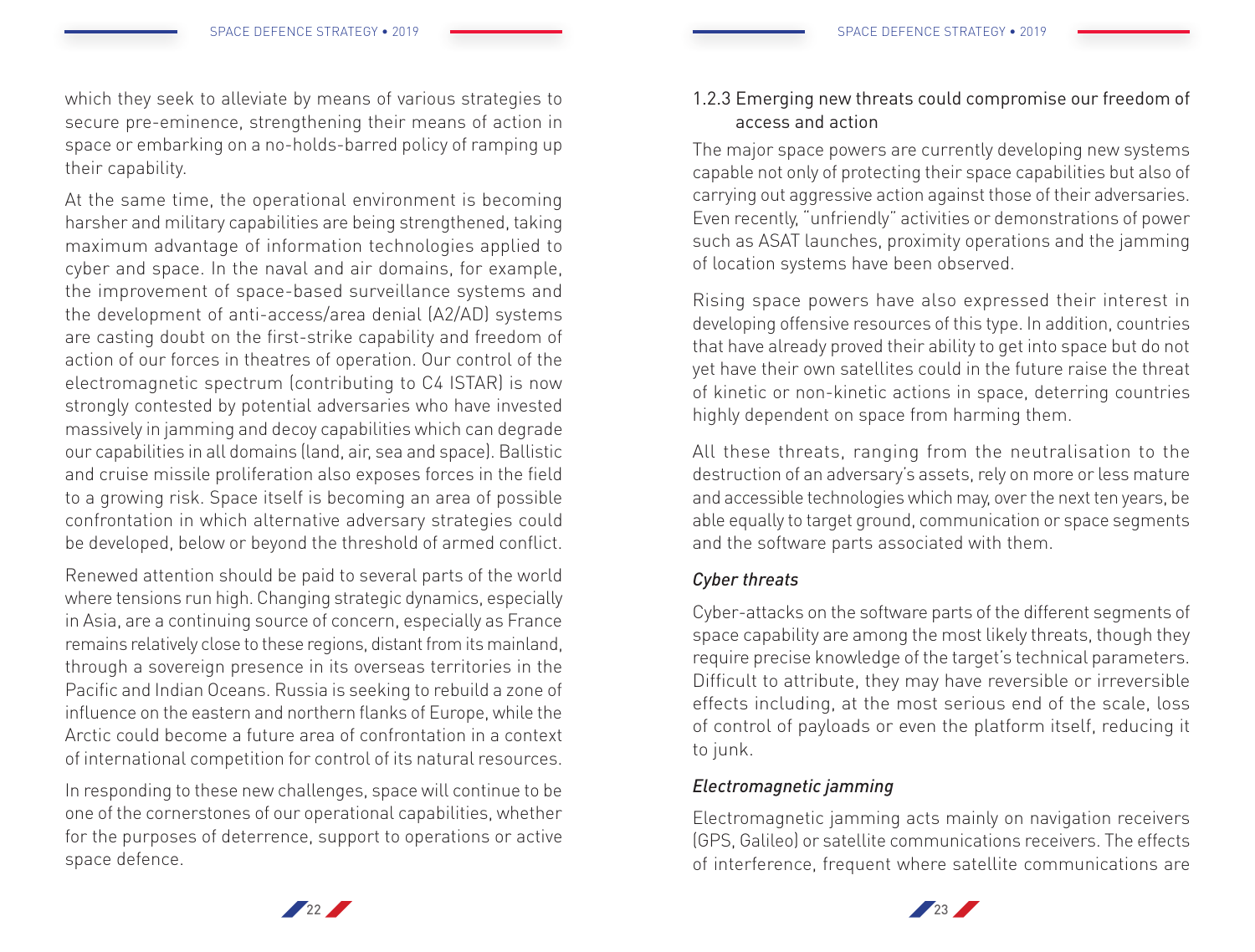which they seek to alleviate by means of various strategies to secure pre-eminence, strengthening their means of action in space or embarking on a no-holds-barred policy of ramping up their capability.

At the same time, the operational environment is becoming harsher and military capabilities are being strengthened, taking maximum advantage of information technologies applied to cyber and space. In the naval and air domains, for example, the improvement of space-based surveillance systems and the development of anti-access/area denial (A2/AD) systems are casting doubt on the first-strike capability and freedom of action of our forces in theatres of operation. Our control of the electromagnetic spectrum (contributing to C4 ISTAR) is now strongly contested by potential adversaries who have invested massively in jamming and decoy capabilities which can degrade our capabilities in all domains (land, air, sea and space). Ballistic and cruise missile proliferation also exposes forces in the field to a growing risk. Space itself is becoming an area of possible confrontation in which alternative adversary strategies could be developed, below or beyond the threshold of armed conflict.

Renewed attention should be paid to several parts of the world where tensions run high. Changing strategic dynamics, especially in Asia, are a continuing source of concern, especially as France remains relatively close to these regions, distant from its mainland, through a sovereign presence in its overseas territories in the Pacific and Indian Oceans. Russia is seeking to rebuild a zone of influence on the eastern and northern flanks of Europe, while the Arctic could become a future area of confrontation in a context of international competition for control of its natural resources.

In responding to these new challenges, space will continue to be one of the cornerstones of our operational capabilities, whether for the purposes of deterrence, support to operations or active space defence.

### 1.2.3 Emerging new threats could compromise our freedom of access and action

The major space powers are currently developing new systems capable not only of protecting their space capabilities but also of carrying out aggressive action against those of their adversaries. Even recently, "unfriendly" activities or demonstrations of power such as ASAT launches, proximity operations and the jamming of location systems have been observed.

Rising space powers have also expressed their interest in developing offensive resources of this type. In addition, countries that have already proved their ability to get into space but do not yet have their own satellites could in the future raise the threat of kinetic or non-kinetic actions in space, deterring countries highly dependent on space from harming them.

All these threats, ranging from the neutralisation to the destruction of an adversary's assets, rely on more or less mature and accessible technologies which may, over the next ten years, be able equally to target ground, communication or space segments and the software parts associated with them.

*Cyber threats*

Cyber-attacks on the software parts of the different segments of space capability are among the most likely threats, though they require precise knowledge of the target's technical parameters. Difficult to attribute, they may have reversible or irreversible effects including, at the most serious end of the scale, loss of control of payloads or even the platform itself, reducing it to junk.

*Electromagnetic jamming*

Electromagnetic jamming acts mainly on navigation receivers (GPS, Galileo) or satellite communications receivers. The effects of interference, frequent where satellite communications are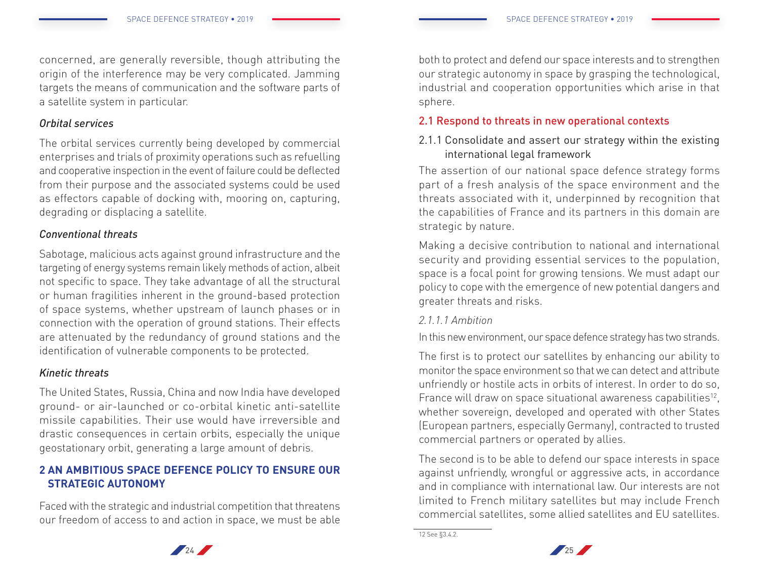concerned, are generally reversible, though attributing the origin of the interference may be very complicated. Jamming targets the means of communication and the software parts of a satellite system in particular.

*Orbital services*

The orbital services currently being developed by commercial enterprises and trials of proximity operations such as refuelling and cooperative inspection in the event of failure could be deflected from their purpose and the associated systems could be used as effectors capable of docking with, mooring on, capturing, degrading or displacing a satellite.

*Conventional threats*

Sabotage, malicious acts against ground infrastructure and the targeting of energy systems remain likely methods of action, albeit not specific to space. They take advantage of all the structural or human fragilities inherent in the ground-based protection of space systems, whether upstream of launch phases or in connection with the operation of ground stations. Their effects are attenuated by the redundancy of ground stations and the identification of vulnerable components to be protected.

*Kinetic threats*

The United States, Russia, China and now India have developed ground- or air-launched or co-orbital kinetic anti-satellite missile capabilities. Their use would have irreversible and drastic consequences in certain orbits, especially the unique geostationary orbit, generating a large amount of debris.

## 2 AN AMBITIOUS SPACE DEFENCE POLICY TO ENSURE OUR STRATEGIC AUTONOMY

Faced with the strategic and industrial competition that threatens our freedom of access to and action in space, we must be able both to protect and defend our space interests and to strengthen our strategic autonomy in space by grasping the technological, industrial and cooperation opportunities which arise in that sphere.

### 2.1 Respond to threats in new operational contexts

#### 2.1.1 Consolidate and assert our strategy within the existing international legal framework

The assertion of our national space defence strategy forms part of a fresh analysis of the space environment and the threats associated with it, underpinned by recognition that the capabilities of France and its partners in this domain are strategic by nature.

Making a decisive contribution to national and international security and providing essential services to the population, space is a focal point for growing tensions. We must adapt our policy to cope with the emergence of new potential dangers and greater threats and risks.

*2.1.1.1 Ambition*

In this new environment, our space defence strategy has two strands.

The first is to protect our satellites by enhancing our ability to monitor the space environment so that we can detect and attribute unfriendly or hostile acts in orbits of interest. In order to do so, France will draw on space situational awareness capabilities[12], whether sovereign, developed and operated with other States (European partners, especially Germany), contracted to trusted commercial partners or operated by allies.

The second is to be able to defend our space interests in space against unfriendly, wrongful or aggressive acts, in accordance and in compliance with international law. Our interests are not limited to French military satellites but may include French commercial satellites, some allied satellites and EU satellites.

12 See §3.4.2.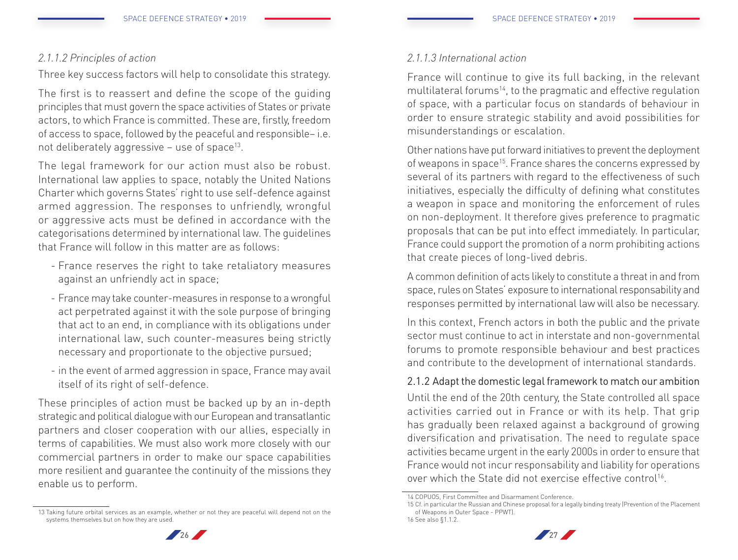#### *2.1.1.2 Principles of action*

Three key success factors will help to consolidate this strategy.

The first is to reassert and define the scope of the guiding principles that must govern the space activities of States or private actors, to which France is committed. These are, firstly, freedom of access to space, followed by the peaceful and responsible– i.e. not deliberately aggressive – use of space[13].

The legal framework for our action must also be robust. International law applies to space, notably the United Nations Charter which governs States' right to use self-defence against armed aggression. The responses to unfriendly, wrongful or aggressive acts must be defined in accordance with the categorisations determined by international law. The guidelines that France will follow in this matter are as follows:

- France reserves the right to take retaliatory measures against an unfriendly act in space;
- France may take counter-measures in response to a wrongful act perpetrated against it with the sole purpose of bringing that act to an end, in compliance with its obligations under international law, such counter-measures being strictly necessary and proportionate to the objective pursued;
- in the event of armed aggression in space, France may avail itself of its right of self-defence.

These principles of action must be backed up by an in-depth strategic and political dialogue with our European and transatlantic partners and closer cooperation with our allies, especially in terms of capabilities. We must also work more closely with our commercial partners in order to make our space capabilities more resilient and guarantee the continuity of the missions they enable us to perform.

13 Taking future orbital services as an example, whether or not they are peaceful will depend not on the systems themselves but on how they are used.

#### *2.1.1.3 International action*

France will continue to give its full backing, in the relevant multilateral forums[14], to the pragmatic and effective regulation of space, with a particular focus on standards of behaviour in order to ensure strategic stability and avoid possibilities for misunderstandings or escalation.

Other nations have put forward initiatives to prevent the deployment of weapons in space[15]. France shares the concerns expressed by several of its partners with regard to the effectiveness of such initiatives, especially the difficulty of defining what constitutes a weapon in space and monitoring the enforcement of rules on non-deployment. It therefore gives preference to pragmatic proposals that can be put into effect immediately. In particular, France could support the promotion of a norm prohibiting actions that create pieces of long-lived debris.

A common definition of acts likely to constitute a threat in and from space, rules on States' exposure to international responsability and responses permitted by international law will also be necessary.

In this context, French actors in both the public and the private sector must continue to act in interstate and non-governmental forums to promote responsible behaviour and best practices and contribute to the development of international standards.

### 2.1.2 Adapt the domestic legal framework to match our ambition

Until the end of the 20th century, the State controlled all space activities carried out in France or with its help. That grip has gradually been relaxed against a background of growing diversification and privatisation. The need to regulate space activities became urgent in the early 2000s in order to ensure that France would not incur responsability and liability for operations over which the State did not exercise effective control[16].

14 COPUOS, First Committee and Disarmament Conference.

15 Cf. in particular the Russian and Chinese proposal for a legally binding treaty (Prevention of the Placement of Weapons in Outer Space - PPWT).

16 See also §1.1.2.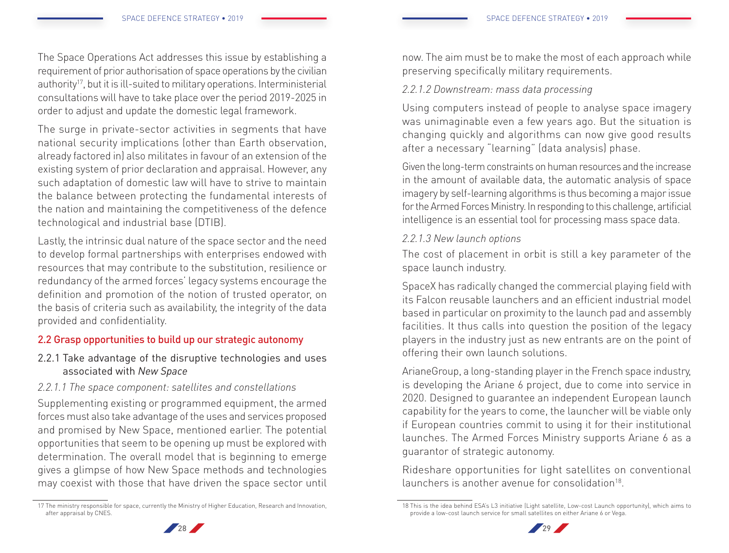The Space Operations Act addresses this issue by establishing a requirement of prior authorisation of space operations by the civilian authority[17], but it is ill-suited to military operations. Interministerial consultations will have to take place over the period 2019-2025 in order to adjust and update the domestic legal framework.

The surge in private-sector activities in segments that have national security implications (other than Earth observation, already factored in) also militates in favour of an extension of the existing system of prior declaration and appraisal. However, any such adaptation of domestic law will have to strive to maintain the balance between protecting the fundamental interests of the nation and maintaining the competitiveness of the defence technological and industrial base (DTIB).

Lastly, the intrinsic dual nature of the space sector and the need to develop formal partnerships with enterprises endowed with resources that may contribute to the substitution, resilience or redundancy of the armed forces' legacy systems encourage the definition and promotion of the notion of trusted operator, on the basis of criteria such as availability, the integrity of the data provided and confidentiality.

## 2.2 Grasp opportunities to build up our strategic autonomy

### 2.2.1 Take advantage of the disruptive technologies and uses associated with *New Space*

#### *2.2.1.1 The space component: satellites and constellations*

Supplementing existing or programmed equipment, the armed forces must also take advantage of the uses and services proposed and promised by New Space, mentioned earlier. The potential opportunities that seem to be opening up must be explored with determination. The overall model that is beginning to emerge gives a glimpse of how New Space methods and technologies may coexist with those that have driven the space sector until now. The aim must be to make the most of each approach while preserving specifically military requirements.

#### *2.2.1.2 Downstream: mass data processing*

Using computers instead of people to analyse space imagery was unimaginable even a few years ago. But the situation is changing quickly and algorithms can now give good results after a necessary "learning" (data analysis) phase.

Given the long-term constraints on human resources and the increase in the amount of available data, the automatic analysis of space imagery by self-learning algorithms is thus becoming a major issue for the Armed Forces Ministry. In responding to this challenge, artificial intelligence is an essential tool for processing mass space data.

#### *2.2.1.3 New launch options*

The cost of placement in orbit is still a key parameter of the space launch industry.

SpaceX has radically changed the commercial playing field with its Falcon reusable launchers and an efficient industrial model based in particular on proximity to the launch pad and assembly facilities. It thus calls into question the position of the legacy players in the industry just as new entrants are on the point of offering their own launch solutions.

ArianeGroup, a long-standing player in the French space industry, is developing the Ariane 6 project, due to come into service in 2020. Designed to guarantee an independent European launch capability for the years to come, the launcher will be viable only if European countries commit to using it for their institutional launches. The Armed Forces Ministry supports Ariane 6 as a guarantor of strategic autonomy.

Rideshare opportunities for light satellites on conventional launchers is another avenue for consolidation[18].

---

[17] The ministry responsible for space, currently the Ministry of Higher Education, Research and Innovation, after appraisal by CNES.

[18] This is the idea behind ESA's L3 initiative (Light satellite, Low-cost Launch opportunity), which aims to provide a low-cost launch service for small satellites on either Ariane 6 or Vega.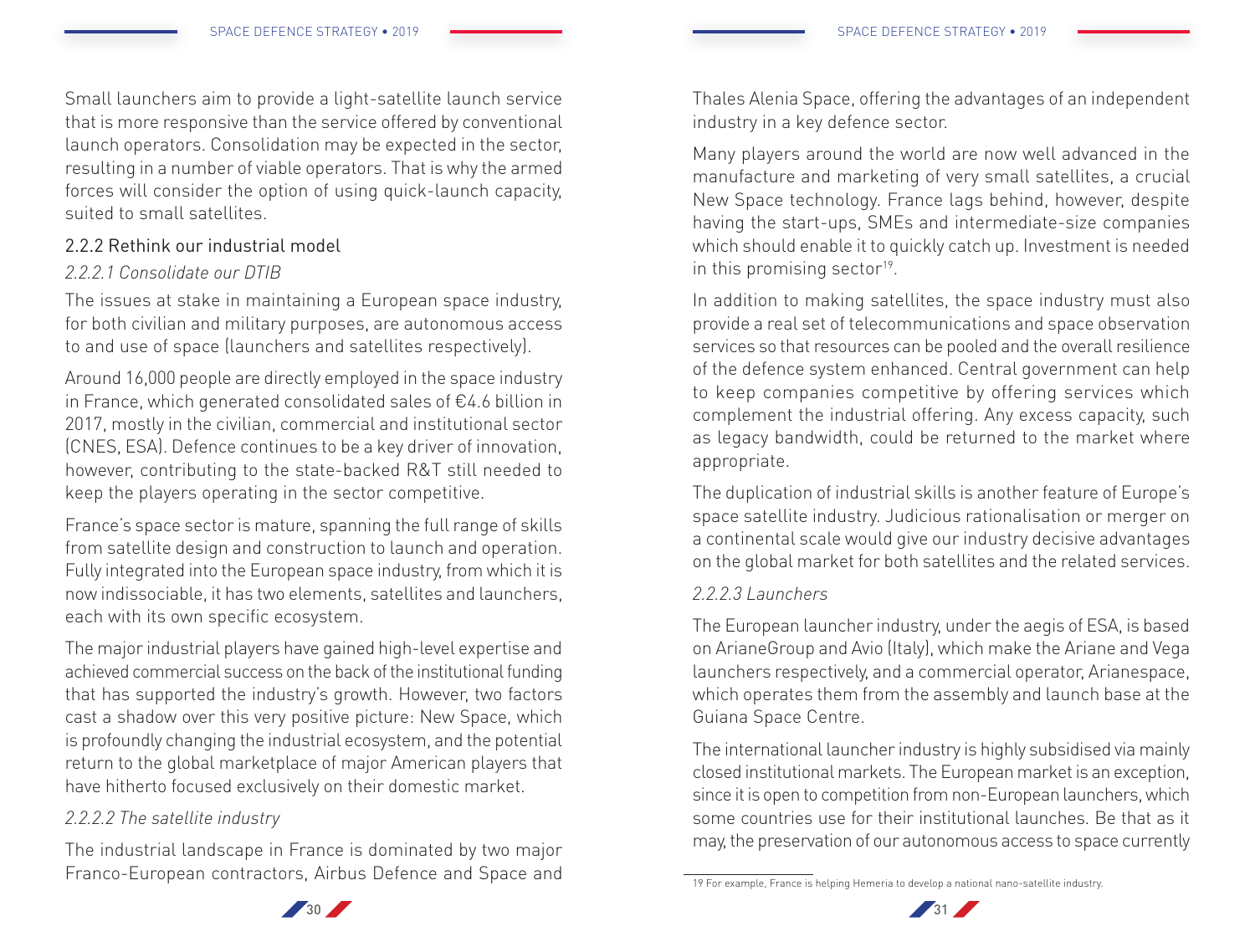Small launchers aim to provide a light-satellite launch service that is more responsive than the service offered by conventional launch operators. Consolidation may be expected in the sector, resulting in a number of viable operators. That is why the armed forces will consider the option of using quick-launch capacity, suited to small satellites.

### 2.2.2 Rethink our industrial model

#### *2.2.2.1 Consolidate our DTIB*

The issues at stake in maintaining a European space industry, for both civilian and military purposes, are autonomous access to and use of space (launchers and satellites respectively).

Around 16,000 people are directly employed in the space industry in France, which generated consolidated sales of €4.6 billion in 2017, mostly in the civilian, commercial and institutional sector (CNES, ESA). Defence continues to be a key driver of innovation, however, contributing to the state-backed R&T still needed to keep the players operating in the sector competitive.

France's space sector is mature, spanning the full range of skills from satellite design and construction to launch and operation. Fully integrated into the European space industry, from which it is now indissociable, it has two elements, satellites and launchers, each with its own specific ecosystem.

The major industrial players have gained high-level expertise and achieved commercial success on the back of the institutional funding that has supported the industry's growth. However, two factors cast a shadow over this very positive picture: New Space, which is profoundly changing the industrial ecosystem, and the potential return to the global marketplace of major American players that have hitherto focused exclusively on their domestic market.

#### *2.2.2.2 The satellite industry*

The industrial landscape in France is dominated by two major Franco-European contractors, Airbus Defence and Space and Thales Alenia Space, offering the advantages of an independent industry in a key defence sector.

Many players around the world are now well advanced in the manufacture and marketing of very small satellites, a crucial New Space technology. France lags behind, however, despite having the start-ups, SMEs and intermediate-size companies which should enable it to quickly catch up. Investment is needed in this promising sector[19].

In addition to making satellites, the space industry must also provide a real set of telecommunications and space observation services so that resources can be pooled and the overall resilience of the defence system enhanced. Central government can help to keep companies competitive by offering services which complement the industrial offering. Any excess capacity, such as legacy bandwidth, could be returned to the market where appropriate.

The duplication of industrial skills is another feature of Europe's space satellite industry. Judicious rationalisation or merger on a continental scale would give our industry decisive advantages on the global market for both satellites and the related services.

#### *2.2.2.3 Launchers*

The European launcher industry, under the aegis of ESA, is based on ArianeGroup and Avio (Italy), which make the Ariane and Vega launchers respectively, and a commercial operator, Arianespace, which operates them from the assembly and launch base at the Guiana Space Centre.

The international launcher industry is highly subsidised via mainly closed institutional markets. The European market is an exception, since it is open to competition from non-European launchers, which some countries use for their institutional launches. Be that as it may, the preservation of our autonomous access to space currently

19 For example, France is helping Hemeria to develop a national nano-satellite industry.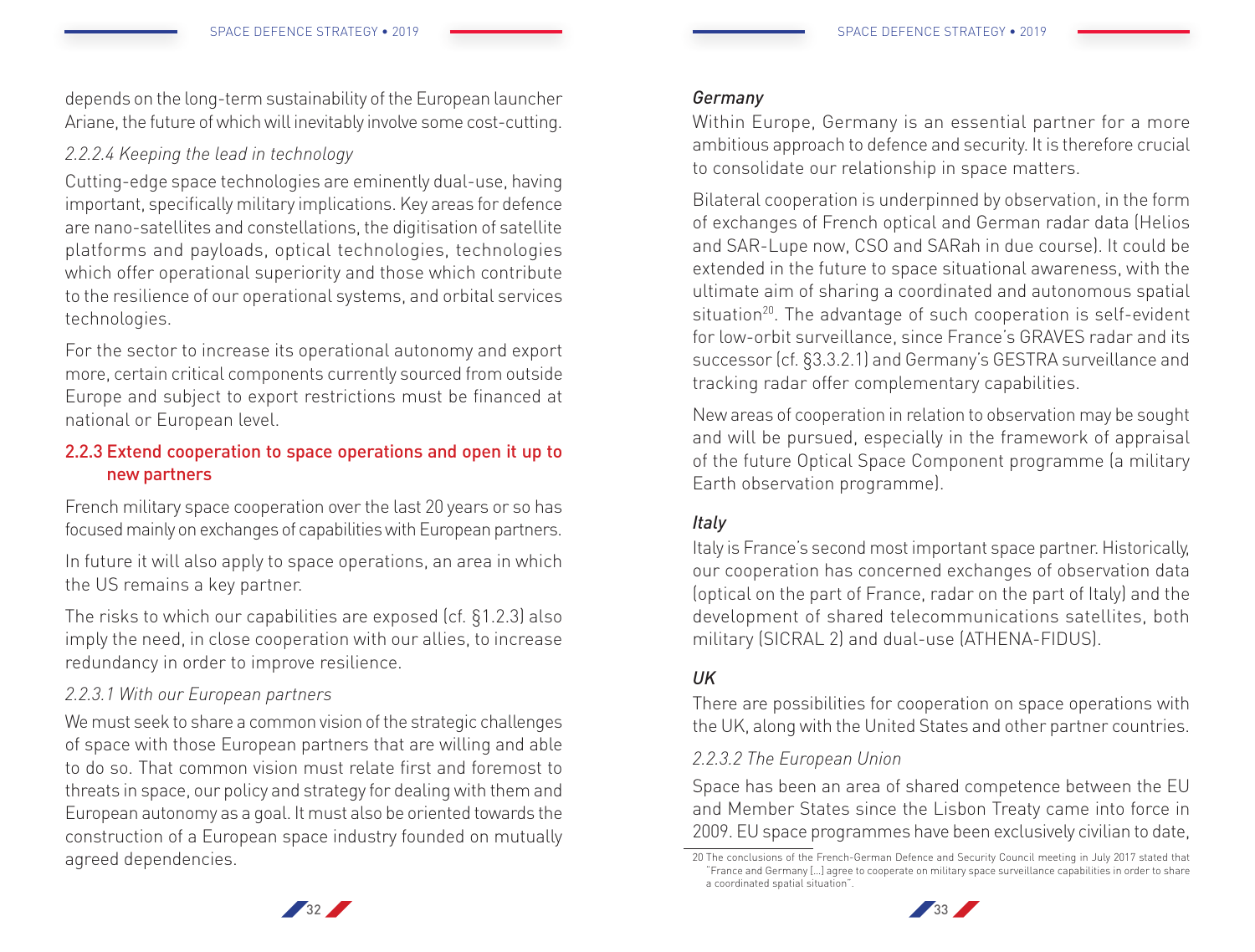depends on the long-term sustainability of the European launcher Ariane, the future of which will inevitably involve some cost-cutting.

*2.2.2.4 Keeping the lead in technology*

Cutting-edge space technologies are eminently dual-use, having important, specifically military implications. Key areas for defence are nano-satellites and constellations, the digitisation of satellite platforms and payloads, optical technologies, technologies which offer operational superiority and those which contribute to the resilience of our operational systems, and orbital services technologies.

For the sector to increase its operational autonomy and export more, certain critical components currently sourced from outside Europe and subject to export restrictions must be financed at national or European level.

### 2.2.3 Extend cooperation to space operations and open it up to new partners

French military space cooperation over the last 20 years or so has focused mainly on exchanges of capabilities with European partners.

In future it will also apply to space operations, an area in which the US remains a key partner.

The risks to which our capabilities are exposed (cf. §1.2.3) also imply the need, in close cooperation with our allies, to increase redundancy in order to improve resilience.

*2.2.3.1 With our European partners*

We must seek to share a common vision of the strategic challenges of space with those European partners that are willing and able to do so. That common vision must relate first and foremost to threats in space, our policy and strategy for dealing with them and European autonomy as a goal. It must also be oriented towards the construction of a European space industry founded on mutually agreed dependencies.

*Germany*

Within Europe, Germany is an essential partner for a more ambitious approach to defence and security. It is therefore crucial to consolidate our relationship in space matters.

Bilateral cooperation is underpinned by observation, in the form of exchanges of French optical and German radar data (Helios and SAR-Lupe now, CSO and SARah in due course). It could be extended in the future to space situational awareness, with the ultimate aim of sharing a coordinated and autonomous spatial situation[20]. The advantage of such cooperation is self-evident for low-orbit surveillance, since France's GRAVES radar and its successor (cf. §3.3.2.1) and Germany's GESTRA surveillance and tracking radar offer complementary capabilities.

New areas of cooperation in relation to observation may be sought and will be pursued, especially in the framework of appraisal of the future Optical Space Component programme (a military Earth observation programme).

*Italy*

Italy is France's second most important space partner. Historically, our cooperation has concerned exchanges of observation data (optical on the part of France, radar on the part of Italy) and the development of shared telecommunications satellites, both military (SICRAL 2) and dual-use (ATHENA-FIDUS).

*UK*

There are possibilities for cooperation on space operations with the UK, along with the United States and other partner countries.

*2.2.3.2 The European Union*

Space has been an area of shared competence between the EU and Member States since the Lisbon Treaty came into force in 2009. EU space programmes have been exclusively civilian to date,

20 The conclusions of the French-German Defence and Security Council meeting in July 2017 stated that "France and Germany […] agree to cooperate on military space surveillance capabilities in order to share a coordinated spatial situation".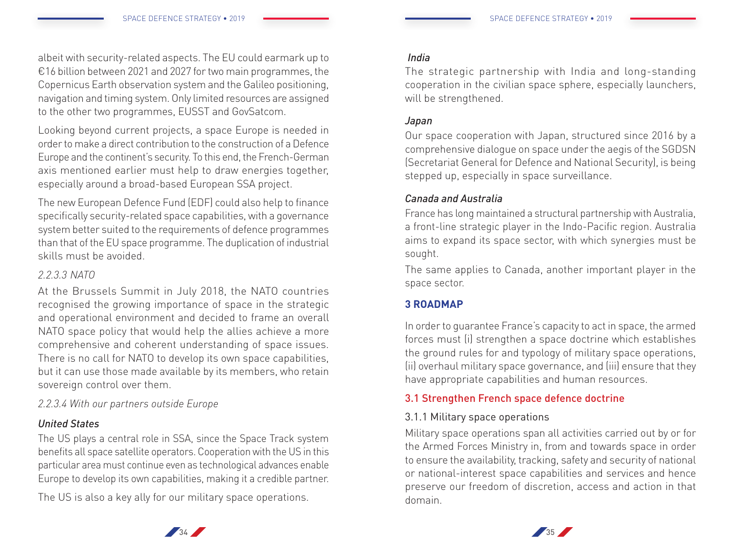albeit with security-related aspects. The EU could earmark up to €16 billion between 2021 and 2027 for two main programmes, the Copernicus Earth observation system and the Galileo positioning, navigation and timing system. Only limited resources are assigned to the other two programmes, EUSST and GovSatcom.

Looking beyond current projects, a space Europe is needed in order to make a direct contribution to the construction of a Defence Europe and the continent's security. To this end, the French-German axis mentioned earlier must help to draw energies together, especially around a broad-based European SSA project.

The new European Defence Fund (EDF) could also help to finance specifically security-related space capabilities, with a governance system better suited to the requirements of defence programmes than that of the EU space programme. The duplication of industrial skills must be avoided.

*2.2.3.3 NATO*

At the Brussels Summit in July 2018, the NATO countries recognised the growing importance of space in the strategic and operational environment and decided to frame an overall NATO space policy that would help the allies achieve a more comprehensive and coherent understanding of space issues. There is no call for NATO to develop its own space capabilities, but it can use those made available by its members, who retain sovereign control over them.

*2.2.3.4 With our partners outside Europe*

*United States*

The US plays a central role in SSA, since the Space Track system benefits all space satellite operators. Cooperation with the US in this particular area must continue even as technological advances enable Europe to develop its own capabilities, making it a credible partner.

The US is also a key ally for our military space operations.

*India*

The strategic partnership with India and long-standing cooperation in the civilian space sphere, especially launchers, will be strengthened.

*Japan*

Our space cooperation with Japan, structured since 2016 by a comprehensive dialogue on space under the aegis of the SGDSN (Secretariat General for Defence and National Security), is being stepped up, especially in space surveillance.

*Canada and Australia*

France has long maintained a structural partnership with Australia, a front-line strategic player in the Indo-Pacific region. Australia aims to expand its space sector, with which synergies must be sought.

The same applies to Canada, another important player in the space sector.

## 3 ROADMAP

In order to guarantee France's capacity to act in space, the armed forces must (i) strengthen a space doctrine which establishes the ground rules for and typology of military space operations, (ii) overhaul military space governance, and (iii) ensure that they have appropriate capabilities and human resources.

### 3.1 Strengthen French space defence doctrine

#### 3.1.1 Military space operations

Military space operations span all activities carried out by or for the Armed Forces Ministry in, from and towards space in order to ensure the availability, tracking, safety and security of national or national-interest space capabilities and services and hence preserve our freedom of discretion, access and action in that domain.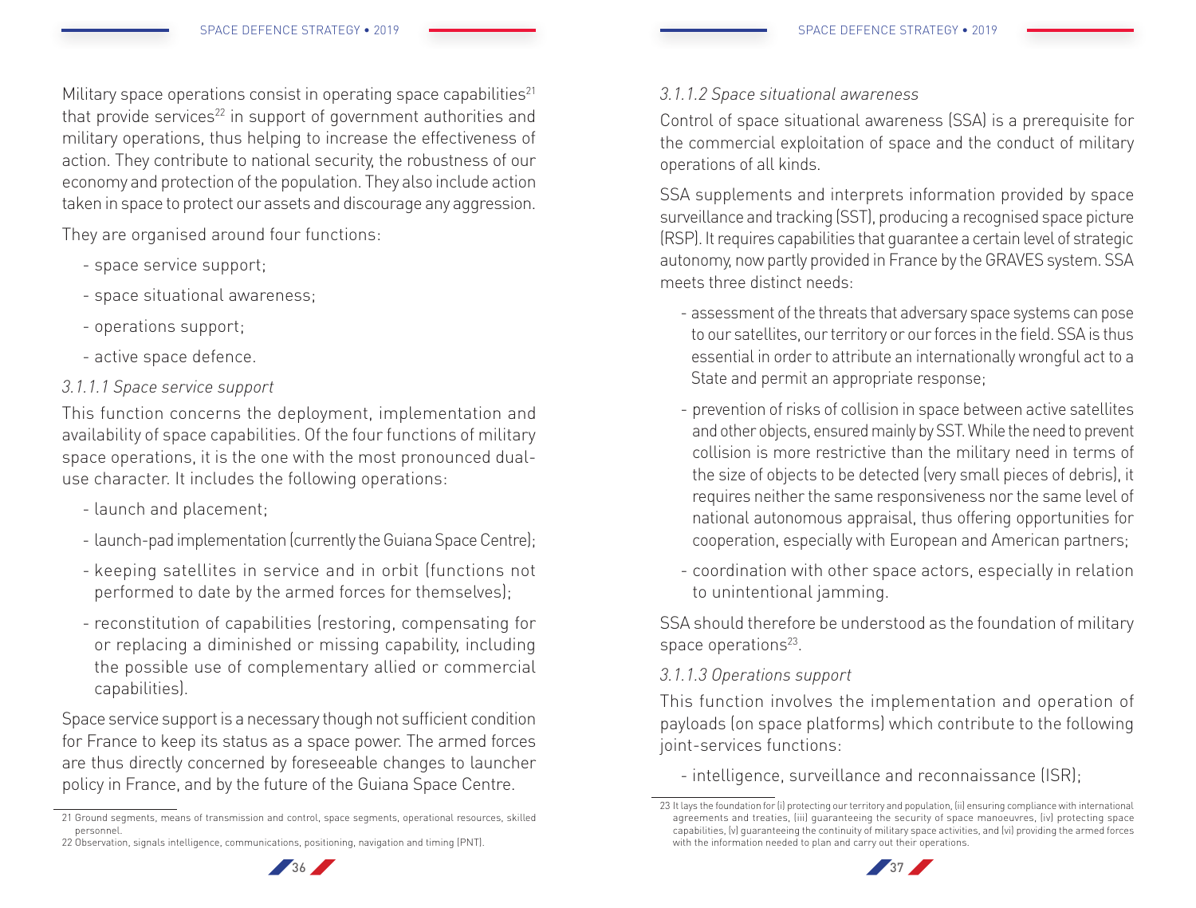Military space operations consist in operating space capabilities[21] that provide services[22] in support of government authorities and military operations, thus helping to increase the effectiveness of action. They contribute to national security, the robustness of our economy and protection of the population. They also include action taken in space to protect our assets and discourage any aggression.

They are organised around four functions:

- space service support;
- space situational awareness;
- operations support;
- active space defence.

*3.1.1.1 Space service support*

This function concerns the deployment, implementation and availability of space capabilities. Of the four functions of military space operations, it is the one with the most pronounced dual-use character. It includes the following operations:

- launch and placement;
- launch-pad implementation (currently the Guiana Space Centre);
- keeping satellites in service and in orbit (functions not performed to date by the armed forces for themselves);
- reconstitution of capabilities (restoring, compensating for or replacing a diminished or missing capability, including the possible use of complementary allied or commercial capabilities).

Space service support is a necessary though not sufficient condition for France to keep its status as a space power. The armed forces are thus directly concerned by foreseeable changes to launcher policy in France, and by the future of the Guiana Space Centre.

21 Ground segments, means of transmission and control, space segments, operational resources, skilled personnel.

22 Observation, signals intelligence, communications, positioning, navigation and timing (PNT).

*3.1.1.2 Space situational awareness*

Control of space situational awareness (SSA) is a prerequisite for the commercial exploitation of space and the conduct of military operations of all kinds.

SSA supplements and interprets information provided by space surveillance and tracking (SST), producing a recognised space picture (RSP). It requires capabilities that guarantee a certain level of strategic autonomy, now partly provided in France by the GRAVES system. SSA meets three distinct needs:

- assessment of the threats that adversary space systems can pose to our satellites, our territory or our forces in the field. SSA is thus essential in order to attribute an internationally wrongful act to a State and permit an appropriate response;
- prevention of risks of collision in space between active satellites and other objects, ensured mainly by SST. While the need to prevent collision is more restrictive than the military need in terms of the size of objects to be detected (very small pieces of debris), it requires neither the same responsiveness nor the same level of national autonomous appraisal, thus offering opportunities for cooperation, especially with European and American partners;
- coordination with other space actors, especially in relation to unintentional jamming.

SSA should therefore be understood as the foundation of military space operations[23].

*3.1.1.3 Operations support*

This function involves the implementation and operation of payloads (on space platforms) which contribute to the following joint-services functions:

- intelligence, surveillance and reconnaissance (ISR);

23 It lays the foundation for (i) protecting our territory and population, (ii) ensuring compliance with international agreements and treaties, (iii) guaranteeing the security of space manoeuvres, (iv) protecting space capabilities, (v) guaranteeing the continuity of military space activities, and (vi) providing the armed forces with the information needed to plan and carry out their operations.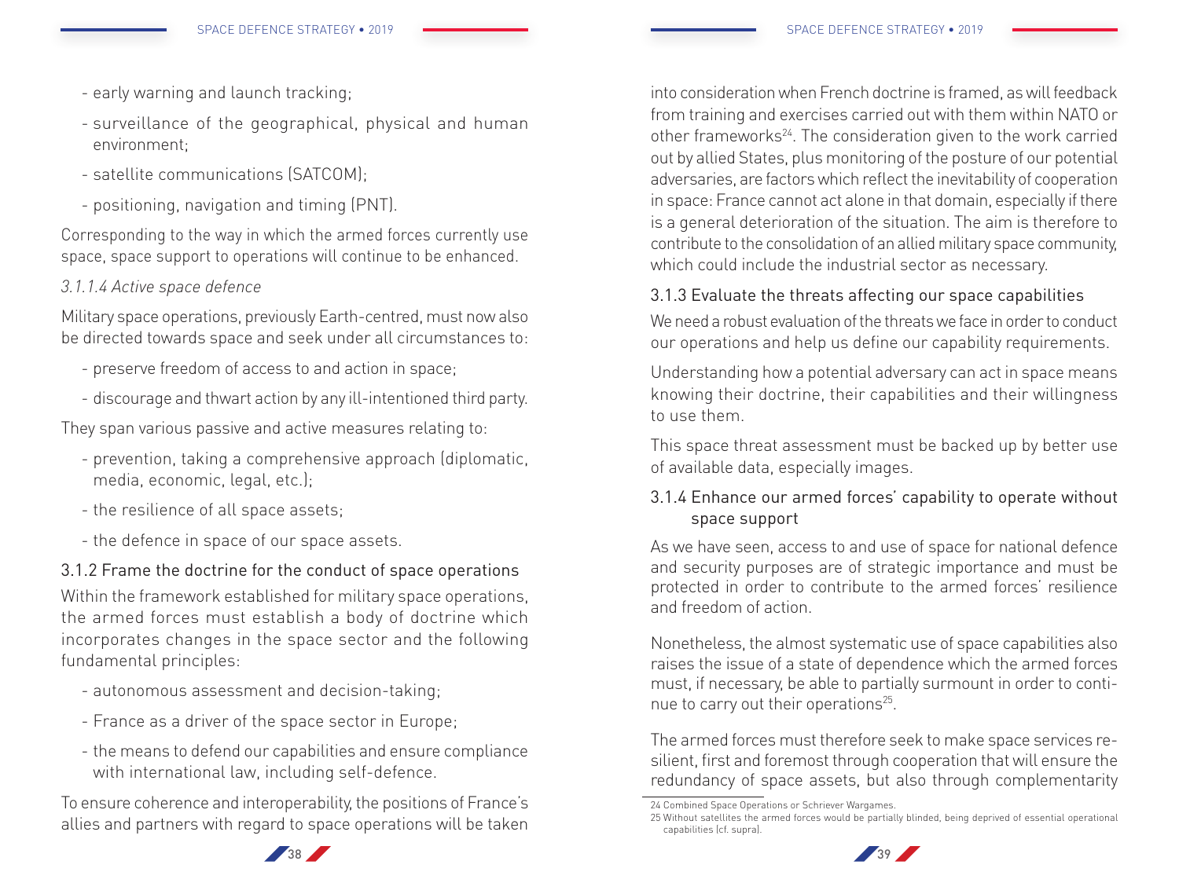- early warning and launch tracking;
- surveillance of the geographical, physical and human environment;
- satellite communications (SATCOM);
- positioning, navigation and timing (PNT).

Corresponding to the way in which the armed forces currently use space, space support to operations will continue to be enhanced.

*3.1.1.4 Active space defence*

Military space operations, previously Earth-centred, must now also be directed towards space and seek under all circumstances to:

- preserve freedom of access to and action in space;
- discourage and thwart action by any ill-intentioned third party.

They span various passive and active measures relating to:

- prevention, taking a comprehensive approach (diplomatic, media, economic, legal, etc.);
- the resilience of all space assets;
- the defence in space of our space assets.

### 3.1.2 Frame the doctrine for the conduct of space operations

Within the framework established for military space operations, the armed forces must establish a body of doctrine which incorporates changes in the space sector and the following fundamental principles:

- autonomous assessment and decision-taking;
- France as a driver of the space sector in Europe;
- the means to defend our capabilities and ensure compliance with international law, including self-defence.

To ensure coherence and interoperability, the positions of France's allies and partners with regard to space operations will be taken into consideration when French doctrine is framed, as will feedback from training and exercises carried out with them within NATO or other frameworks[24]. The consideration given to the work carried out by allied States, plus monitoring of the posture of our potential adversaries, are factors which reflect the inevitability of cooperation in space: France cannot act alone in that domain, especially if there is a general deterioration of the situation. The aim is therefore to contribute to the consolidation of an allied military space community, which could include the industrial sector as necessary.

### 3.1.3 Evaluate the threats affecting our space capabilities

We need a robust evaluation of the threats we face in order to conduct our operations and help us define our capability requirements.

Understanding how a potential adversary can act in space means knowing their doctrine, their capabilities and their willingness to use them.

This space threat assessment must be backed up by better use of available data, especially images.

### 3.1.4 Enhance our armed forces' capability to operate without space support

As we have seen, access to and use of space for national defence and security purposes are of strategic importance and must be protected in order to contribute to the armed forces' resilience and freedom of action.

Nonetheless, the almost systematic use of space capabilities also raises the issue of a state of dependence which the armed forces must, if necessary, be able to partially surmount in order to continue to carry out their operations[25].

The armed forces must therefore seek to make space services resilient, first and foremost through cooperation that will ensure the redundancy of space assets, but also through complementarity

24 Combined Space Operations or Schriever Wargames.

25 Without satellites the armed forces would be partially blinded, being deprived of essential operational capabilities (cf. supra).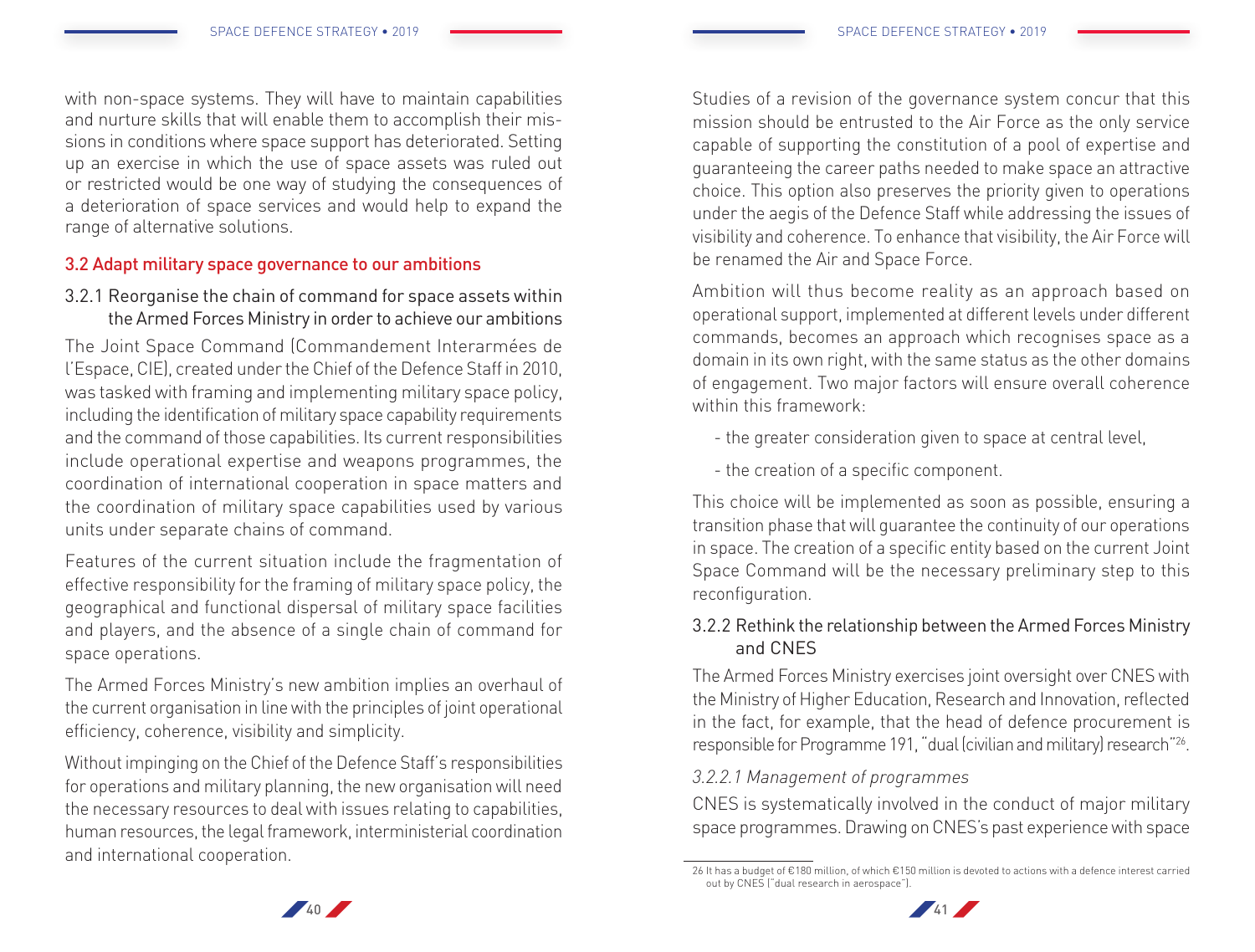with non-space systems. They will have to maintain capabilities and nurture skills that will enable them to accomplish their missions in conditions where space support has deteriorated. Setting up an exercise in which the use of space assets was ruled out or restricted would be one way of studying the consequences of a deterioration of space services and would help to expand the range of alternative solutions.

## 3.2 Adapt military space governance to our ambitions

### 3.2.1 Reorganise the chain of command for space assets within the Armed Forces Ministry in order to achieve our ambitions

The Joint Space Command (Commandement Interarmées de l'Espace, CIE), created under the Chief of the Defence Staff in 2010, was tasked with framing and implementing military space policy, including the identification of military space capability requirements and the command of those capabilities. Its current responsibilities include operational expertise and weapons programmes, the coordination of international cooperation in space matters and the coordination of military space capabilities used by various units under separate chains of command.

Features of the current situation include the fragmentation of effective responsibility for the framing of military space policy, the geographical and functional dispersal of military space facilities and players, and the absence of a single chain of command for space operations.

The Armed Forces Ministry's new ambition implies an overhaul of the current organisation in line with the principles of joint operational efficiency, coherence, visibility and simplicity.

Without impinging on the Chief of the Defence Staff's responsibilities for operations and military planning, the new organisation will need the necessary resources to deal with issues relating to capabilities, human resources, the legal framework, interministerial coordination and international cooperation.

Studies of a revision of the governance system concur that this mission should be entrusted to the Air Force as the only service capable of supporting the constitution of a pool of expertise and guaranteeing the career paths needed to make space an attractive choice. This option also preserves the priority given to operations under the aegis of the Defence Staff while addressing the issues of visibility and coherence. To enhance that visibility, the Air Force will be renamed the Air and Space Force.

Ambition will thus become reality as an approach based on operational support, implemented at different levels under different commands, becomes an approach which recognises space as a domain in its own right, with the same status as the other domains of engagement. Two major factors will ensure overall coherence within this framework:

- the greater consideration given to space at central level,
- the creation of a specific component.

This choice will be implemented as soon as possible, ensuring a transition phase that will guarantee the continuity of our operations in space. The creation of a specific entity based on the current Joint Space Command will be the necessary preliminary step to this reconfiguration.

### 3.2.2 Rethink the relationship between the Armed Forces Ministry and CNES

The Armed Forces Ministry exercises joint oversight over CNES with the Ministry of Higher Education, Research and Innovation, reflected in the fact, for example, that the head of defence procurement is responsible for Programme 191, "dual (civilian and military) research"[26].

#### *3.2.2.1 Management of programmes*

CNES is systematically involved in the conduct of major military space programmes. Drawing on CNES's past experience with space

26 It has a budget of €180 million, of which €150 million is devoted to actions with a defence interest carried out by CNES ("dual research in aerospace").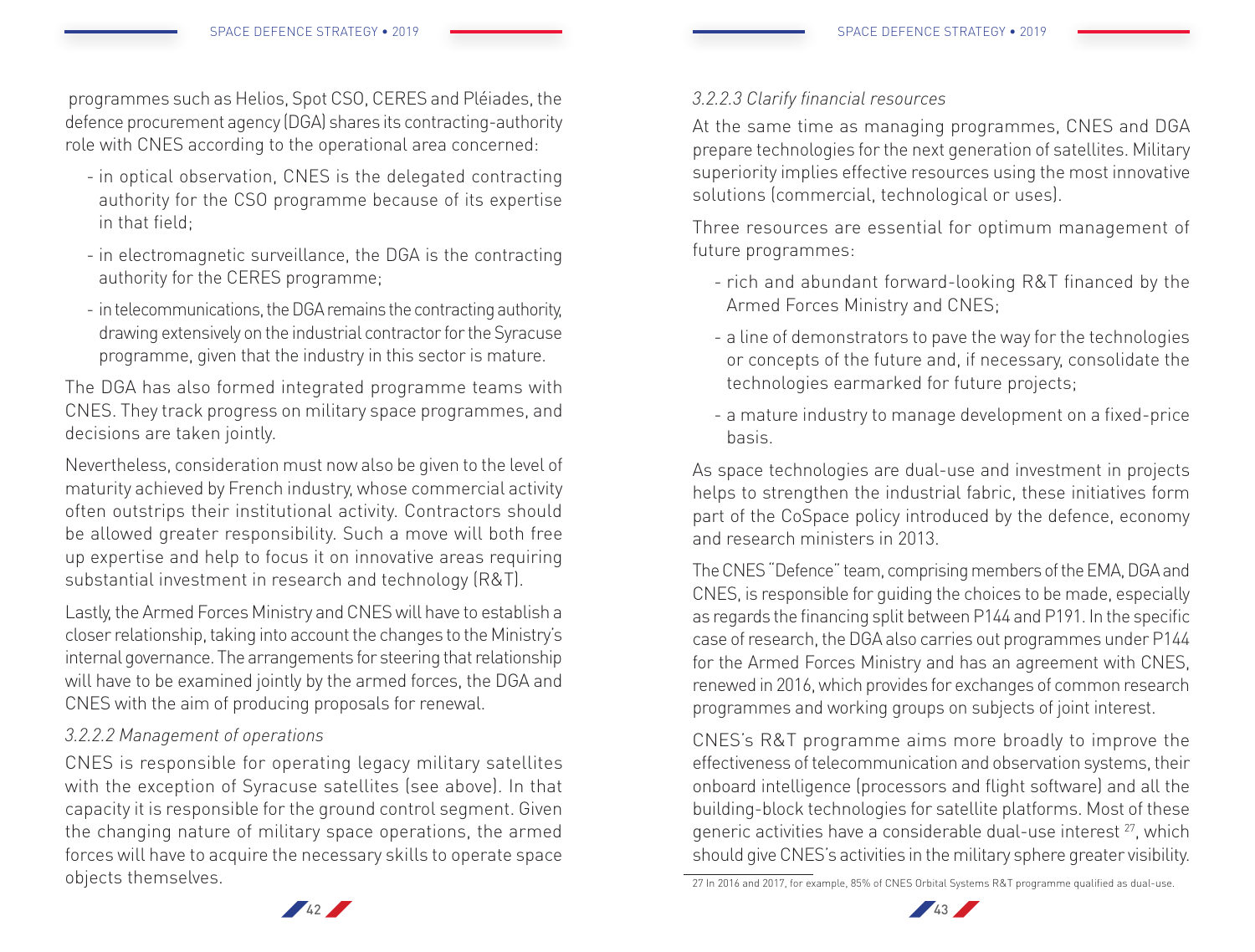programmes such as Helios, Spot CSO, CERES and Pléiades, the defence procurement agency (DGA) shares its contracting-authority role with CNES according to the operational area concerned:

- in optical observation, CNES is the delegated contracting authority for the CSO programme because of its expertise in that field;
- in electromagnetic surveillance, the DGA is the contracting authority for the CERES programme;
- in telecommunications, the DGA remains the contracting authority, drawing extensively on the industrial contractor for the Syracuse programme, given that the industry in this sector is mature.

The DGA has also formed integrated programme teams with CNES. They track progress on military space programmes, and decisions are taken jointly.

Nevertheless, consideration must now also be given to the level of maturity achieved by French industry, whose commercial activity often outstrips their institutional activity. Contractors should be allowed greater responsibility. Such a move will both free up expertise and help to focus it on innovative areas requiring substantial investment in research and technology (R&T).

Lastly, the Armed Forces Ministry and CNES will have to establish a closer relationship, taking into account the changes to the Ministry's internal governance. The arrangements for steering that relationship will have to be examined jointly by the armed forces, the DGA and CNES with the aim of producing proposals for renewal.

*3.2.2.2 Management of operations*

CNES is responsible for operating legacy military satellites with the exception of Syracuse satellites (see above). In that capacity it is responsible for the ground control segment. Given the changing nature of military space operations, the armed forces will have to acquire the necessary skills to operate space objects themselves.

*3.2.2.3 Clarify financial resources*

At the same time as managing programmes, CNES and DGA prepare technologies for the next generation of satellites. Military superiority implies effective resources using the most innovative solutions (commercial, technological or uses).

Three resources are essential for optimum management of future programmes:

- rich and abundant forward-looking R&T financed by the Armed Forces Ministry and CNES;
- a line of demonstrators to pave the way for the technologies or concepts of the future and, if necessary, consolidate the technologies earmarked for future projects;
- a mature industry to manage development on a fixed-price basis.

As space technologies are dual-use and investment in projects helps to strengthen the industrial fabric, these initiatives form part of the CoSpace policy introduced by the defence, economy and research ministers in 2013.

The CNES "Defence" team, comprising members of the EMA, DGA and CNES, is responsible for guiding the choices to be made, especially as regards the financing split between P144 and P191. In the specific case of research, the DGA also carries out programmes under P144 for the Armed Forces Ministry and has an agreement with CNES, renewed in 2016, which provides for exchanges of common research programmes and working groups on subjects of joint interest.

CNES's R&T programme aims more broadly to improve the effectiveness of telecommunication and observation systems, their onboard intelligence (processors and flight software) and all the building-block technologies for satellite platforms. Most of these generic activities have a considerable dual-use interest [27], which should give CNES's activities in the military sphere greater visibility.

[27] In 2016 and 2017, for example, 85% of CNES Orbital Systems R&T programme qualified as dual-use.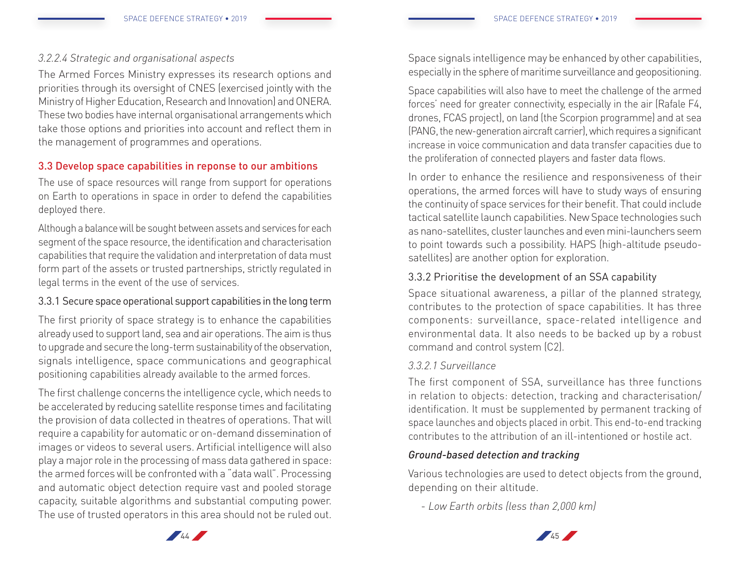#### *3.2.2.4 Strategic and organisational aspects*

The Armed Forces Ministry expresses its research options and priorities through its oversight of CNES (exercised jointly with the Ministry of Higher Education, Research and Innovation) and ONERA. These two bodies have internal organisational arrangements which take those options and priorities into account and reflect them in the management of programmes and operations.

## 3.3 Develop space capabilities in reponse to our ambitions

The use of space resources will range from support for operations on Earth to operations in space in order to defend the capabilities deployed there.

Although a balance will be sought between assets and services for each segment of the space resource, the identification and characterisation capabilities that require the validation and interpretation of data must form part of the assets or trusted partnerships, strictly regulated in legal terms in the event of the use of services.

### 3.3.1 Secure space operational support capabilities in the long term

The first priority of space strategy is to enhance the capabilities already used to support land, sea and air operations. The aim is thus to upgrade and secure the long-term sustainability of the observation, signals intelligence, space communications and geographical positioning capabilities already available to the armed forces.

The first challenge concerns the intelligence cycle, which needs to be accelerated by reducing satellite response times and facilitating the provision of data collected in theatres of operations. That will require a capability for automatic or on-demand dissemination of images or videos to several users. Artificial intelligence will also play a major role in the processing of mass data gathered in space: the armed forces will be confronted with a "data wall". Processing and automatic object detection require vast and pooled storage capacity, suitable algorithms and substantial computing power. The use of trusted operators in this area should not be ruled out.

Space signals intelligence may be enhanced by other capabilities, especially in the sphere of maritime surveillance and geopositioning.

Space capabilities will also have to meet the challenge of the armed forces' need for greater connectivity, especially in the air (Rafale F4, drones, FCAS project), on land (the Scorpion programme) and at sea (PANG, the new-generation aircraft carrier), which requires a significant increase in voice communication and data transfer capacities due to the proliferation of connected players and faster data flows.

In order to enhance the resilience and responsiveness of their operations, the armed forces will have to study ways of ensuring the continuity of space services for their benefit. That could include tactical satellite launch capabilities. New Space technologies such as nano-satellites, cluster launches and even mini-launchers seem to point towards such a possibility. HAPS (high-altitude pseudo-satellites) are another option for exploration.

### 3.3.2 Prioritise the development of an SSA capability

Space situational awareness, a pillar of the planned strategy, contributes to the protection of space capabilities. It has three components: surveillance, space-related intelligence and environmental data. It also needs to be backed up by a robust command and control system (C2).

#### *3.3.2.1 Surveillance*

The first component of SSA, surveillance has three functions in relation to objects: detection, tracking and characterisation/identification. It must be supplemented by permanent tracking of space launches and objects placed in orbit. This end-to-end tracking contributes to the attribution of an ill-intentioned or hostile act.

*Ground-based detection and tracking*

Various technologies are used to detect objects from the ground, depending on their altitude.

- *Low Earth orbits (less than 2,000 km)*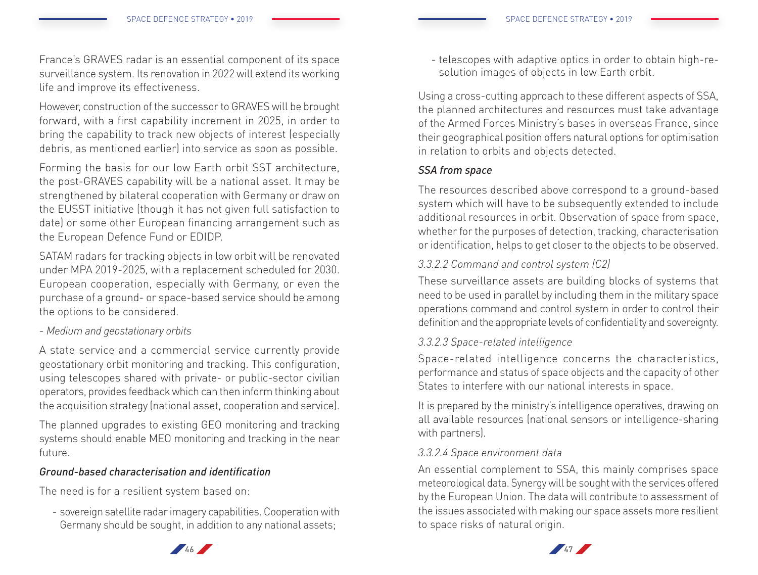France's GRAVES radar is an essential component of its space surveillance system. Its renovation in 2022 will extend its working life and improve its effectiveness.

However, construction of the successor to GRAVES will be brought forward, with a first capability increment in 2025, in order to bring the capability to track new objects of interest (especially debris, as mentioned earlier) into service as soon as possible.

Forming the basis for our low Earth orbit SST architecture, the post-GRAVES capability will be a national asset. It may be strengthened by bilateral cooperation with Germany or draw on the EUSST initiative (though it has not given full satisfaction to date) or some other European financing arrangement such as the European Defence Fund or EDIDP.

SATAM radars for tracking objects in low orbit will be renovated under MPA 2019-2025, with a replacement scheduled for 2030. European cooperation, especially with Germany, or even the purchase of a ground- or space-based service should be among the options to be considered.

*- Medium and geostationary orbits*

A state service and a commercial service currently provide geostationary orbit monitoring and tracking. This configuration, using telescopes shared with private- or public-sector civilian operators, provides feedback which can then inform thinking about the acquisition strategy (national asset, cooperation and service).

The planned upgrades to existing GEO monitoring and tracking systems should enable MEO monitoring and tracking in the near future.

*Ground-based characterisation and identification*

The need is for a resilient system based on:

- sovereign satellite radar imagery capabilities. Cooperation with Germany should be sought, in addition to any national assets;
- telescopes with adaptive optics in order to obtain high-resolution images of objects in low Earth orbit.

Using a cross-cutting approach to these different aspects of SSA, the planned architectures and resources must take advantage of the Armed Forces Ministry's bases in overseas France, since their geographical position offers natural options for optimisation in relation to orbits and objects detected.

*SSA from space*

The resources described above correspond to a ground-based system which will have to be subsequently extended to include additional resources in orbit. Observation of space from space, whether for the purposes of detection, tracking, characterisation or identification, helps to get closer to the objects to be observed.

*3.3.2.2 Command and control system (C2)*

These surveillance assets are building blocks of systems that need to be used in parallel by including them in the military space operations command and control system in order to control their definition and the appropriate levels of confidentiality and sovereignty.

*3.3.2.3 Space-related intelligence*

Space-related intelligence concerns the characteristics, performance and status of space objects and the capacity of other States to interfere with our national interests in space.

It is prepared by the ministry's intelligence operatives, drawing on all available resources (national sensors or intelligence-sharing with partners).

*3.3.2.4 Space environment data*

An essential complement to SSA, this mainly comprises space meteorological data. Synergy will be sought with the services offered by the European Union. The data will contribute to assessment of the issues associated with making our space assets more resilient to space risks of natural origin.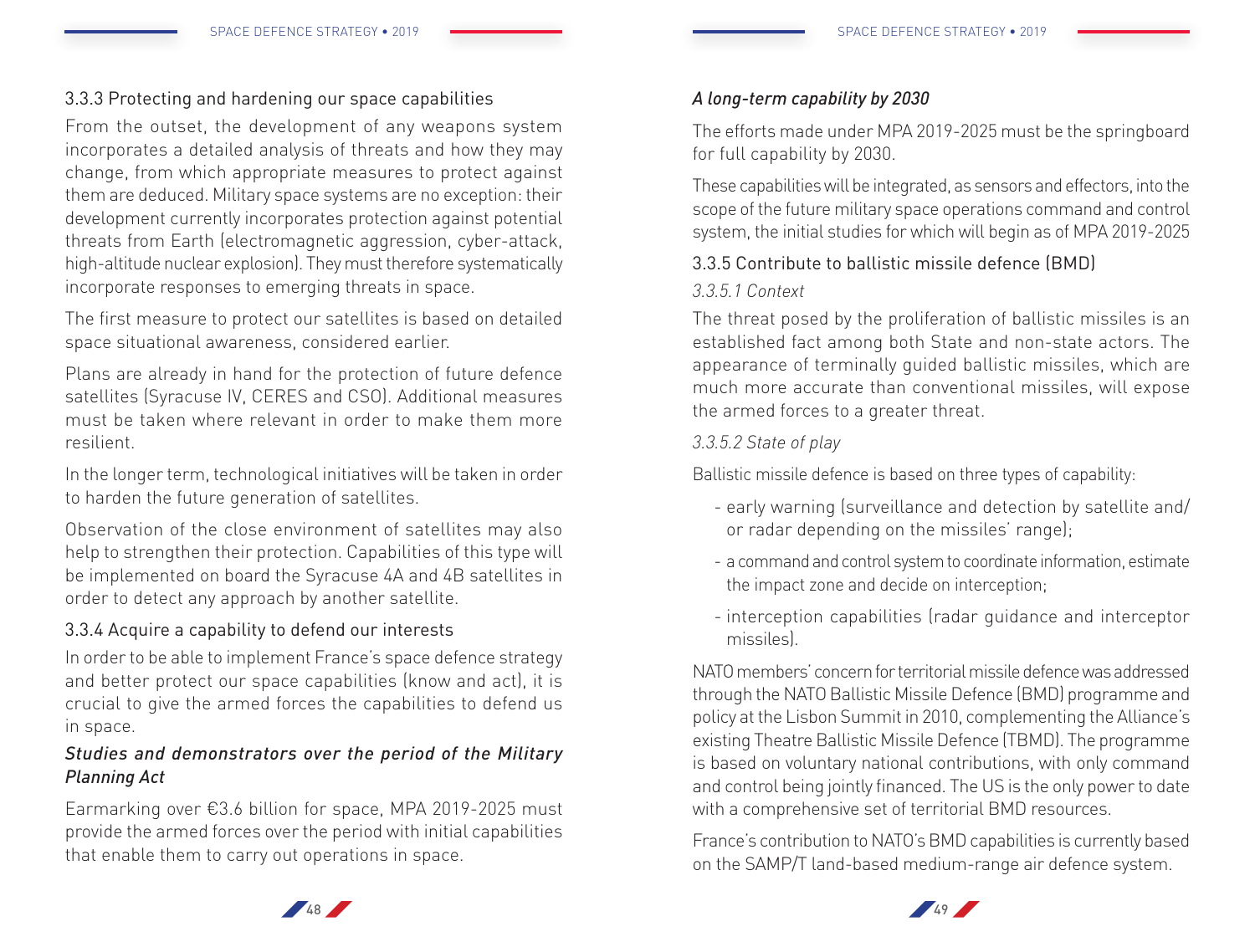### 3.3.3 Protecting and hardening our space capabilities

From the outset, the development of any weapons system incorporates a detailed analysis of threats and how they may change, from which appropriate measures to protect against them are deduced. Military space systems are no exception: their development currently incorporates protection against potential threats from Earth (electromagnetic aggression, cyber-attack, high-altitude nuclear explosion). They must therefore systematically incorporate responses to emerging threats in space.

The first measure to protect our satellites is based on detailed space situational awareness, considered earlier.

Plans are already in hand for the protection of future defence satellites (Syracuse IV, CERES and CSO). Additional measures must be taken where relevant in order to make them more resilient.

In the longer term, technological initiatives will be taken in order to harden the future generation of satellites.

Observation of the close environment of satellites may also help to strengthen their protection. Capabilities of this type will be implemented on board the Syracuse 4A and 4B satellites in order to detect any approach by another satellite.

### 3.3.4 Acquire a capability to defend our interests

In order to be able to implement France's space defence strategy and better protect our space capabilities (know and act), it is crucial to give the armed forces the capabilities to defend us in space.

*Studies and demonstrators over the period of the Military Planning Act*

Earmarking over €3.6 billion for space, MPA 2019-2025 must provide the armed forces over the period with initial capabilities that enable them to carry out operations in space.

*A long-term capability by 2030*

The efforts made under MPA 2019-2025 must be the springboard for full capability by 2030.

These capabilities will be integrated, as sensors and effectors, into the scope of the future military space operations command and control system, the initial studies for which will begin as of MPA 2019-2025

### 3.3.5 Contribute to ballistic missile defence (BMD)

*3.3.5.1 Context*

The threat posed by the proliferation of ballistic missiles is an established fact among both State and non-state actors. The appearance of terminally guided ballistic missiles, which are much more accurate than conventional missiles, will expose the armed forces to a greater threat.

*3.3.5.2 State of play*

Ballistic missile defence is based on three types of capability:

- early warning (surveillance and detection by satellite and/or radar depending on the missiles' range);
- a command and control system to coordinate information, estimate the impact zone and decide on interception;
- interception capabilities (radar guidance and interceptor missiles).

NATO members' concern for territorial missile defence was addressed through the NATO Ballistic Missile Defence (BMD) programme and policy at the Lisbon Summit in 2010, complementing the Alliance's existing Theatre Ballistic Missile Defence (TBMD). The programme is based on voluntary national contributions, with only command and control being jointly financed. The US is the only power to date with a comprehensive set of territorial BMD resources.

France's contribution to NATO's BMD capabilities is currently based on the SAMP/T land-based medium-range air defence system.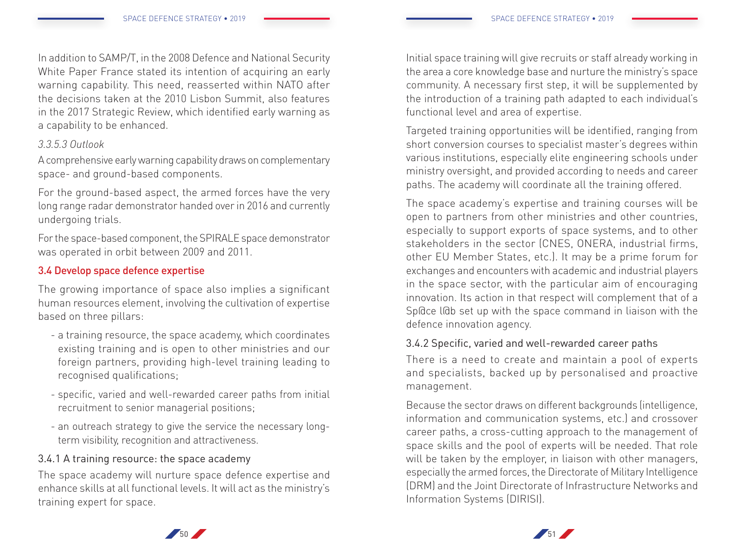In addition to SAMP/T, in the 2008 Defence and National Security White Paper France stated its intention of acquiring an early warning capability. This need, reasserted within NATO after the decisions taken at the 2010 Lisbon Summit, also features in the 2017 Strategic Review, which identified early warning as a capability to be enhanced.

*3.3.5.3 Outlook*

A comprehensive early warning capability draws on complementary space- and ground-based components.

For the ground-based aspect, the armed forces have the very long range radar demonstrator handed over in 2016 and currently undergoing trials.

For the space-based component, the SPIRALE space demonstrator was operated in orbit between 2009 and 2011.

## 3.4 Develop space defence expertise

The growing importance of space also implies a significant human resources element, involving the cultivation of expertise based on three pillars:

- a training resource, the space academy, which coordinates existing training and is open to other ministries and our foreign partners, providing high-level training leading to recognised qualifications;
- specific, varied and well-rewarded career paths from initial recruitment to senior managerial positions;
- an outreach strategy to give the service the necessary long-term visibility, recognition and attractiveness.

### 3.4.1 A training resource: the space academy

The space academy will nurture space defence expertise and enhance skills at all functional levels. It will act as the ministry's training expert for space.

Initial space training will give recruits or staff already working in the area a core knowledge base and nurture the ministry's space community. A necessary first step, it will be supplemented by the introduction of a training path adapted to each individual's functional level and area of expertise.

Targeted training opportunities will be identified, ranging from short conversion courses to specialist master's degrees within various institutions, especially elite engineering schools under ministry oversight, and provided according to needs and career paths. The academy will coordinate all the training offered.

The space academy's expertise and training courses will be open to partners from other ministries and other countries, especially to support exports of space systems, and to other stakeholders in the sector (CNES, ONERA, industrial firms, other EU Member States, etc.). It may be a prime forum for exchanges and encounters with academic and industrial players in the space sector, with the particular aim of encouraging innovation. Its action in that respect will complement that of a Sp@ce l@b set up with the space command in liaison with the defence innovation agency.

### 3.4.2 Specific, varied and well-rewarded career paths

There is a need to create and maintain a pool of experts and specialists, backed up by personalised and proactive management.

Because the sector draws on different backgrounds (intelligence, information and communication systems, etc.) and crossover career paths, a cross-cutting approach to the management of space skills and the pool of experts will be needed. That role will be taken by the employer, in liaison with other managers, especially the armed forces, the Directorate of Military Intelligence (DRM) and the Joint Directorate of Infrastructure Networks and Information Systems (DIRISI).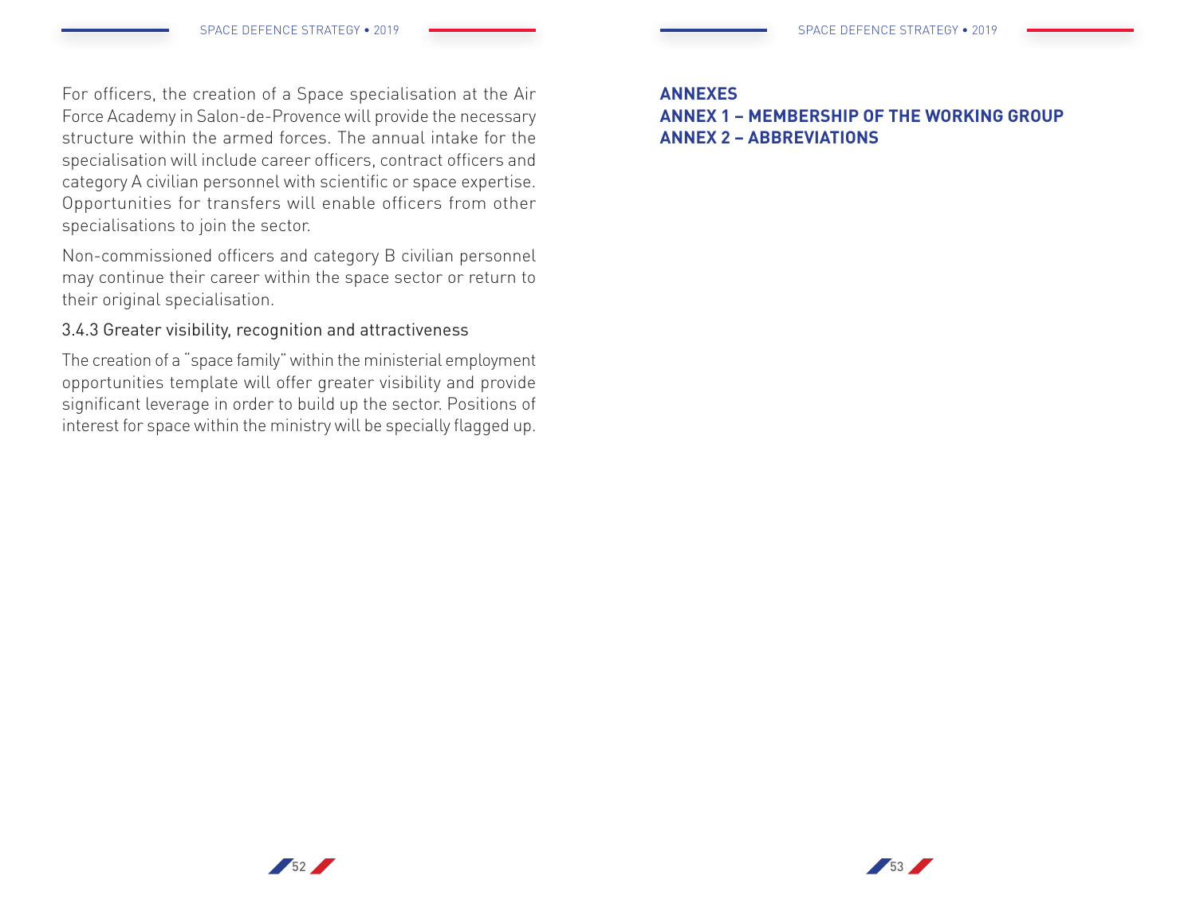For officers, the creation of a Space specialisation at the Air Force Academy in Salon-de-Provence will provide the necessary structure within the armed forces. The annual intake for the specialisation will include career officers, contract officers and category A civilian personnel with scientific or space expertise. Opportunities for transfers will enable officers from other specialisations to join the sector.

Non-commissioned officers and category B civilian personnel may continue their career within the space sector or return to their original specialisation.

### 3.4.3 Greater visibility, recognition and attractiveness

The creation of a "space family" within the ministerial employment opportunities template will offer greater visibility and provide significant leverage in order to build up the sector. Positions of interest for space within the ministry will be specially flagged up.

# ANNEXES

**ANNEX 1 – MEMBERSHIP OF THE WORKING GROUP**

**ANNEX 2 – ABBREVIATIONS**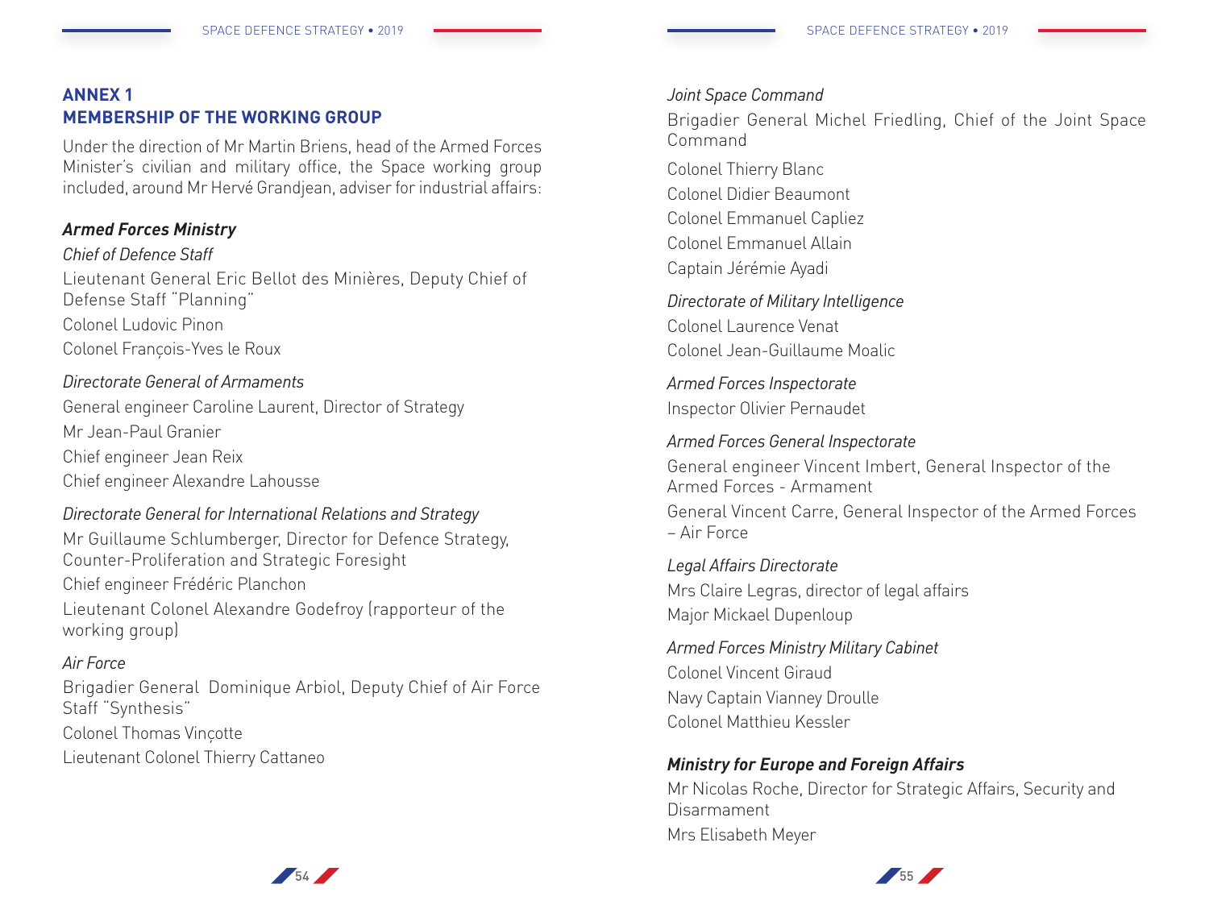## ANNEX 1
## MEMBERSHIP OF THE WORKING GROUP

Under the direction of Mr Martin Briens, head of the Armed Forces Minister's civilian and military office, the Space working group included, around Mr Hervé Grandjean, adviser for industrial affairs:

### *Armed Forces Ministry*

*Chief of Defence Staff*

Lieutenant General Eric Bellot des Minières, Deputy Chief of Defense Staff "Planning"

Colonel Ludovic Pinon

Colonel François-Yves le Roux

*Directorate General of Armaments*

General engineer Caroline Laurent, Director of Strategy

Mr Jean-Paul Granier

Chief engineer Jean Reix

Chief engineer Alexandre Lahousse

*Directorate General for International Relations and Strategy*

Mr Guillaume Schlumberger, Director for Defence Strategy, Counter-Proliferation and Strategic Foresight

Chief engineer Frédéric Planchon

Lieutenant Colonel Alexandre Godefroy (rapporteur of the working group)

*Air Force*

Brigadier General Dominique Arbiol, Deputy Chief of Air Force Staff "Synthesis"

Colonel Thomas Vinçotte

Lieutenant Colonel Thierry Cattaneo

*Joint Space Command*

Brigadier General Michel Friedling, Chief of the Joint Space Command

Colonel Thierry Blanc

Colonel Didier Beaumont

Colonel Emmanuel Capliez

Colonel Emmanuel Allain

Captain Jérémie Ayadi

*Directorate of Military Intelligence*

Colonel Laurence Venat

Colonel Jean-Guillaume Moalic

*Armed Forces Inspectorate*

Inspector Olivier Pernaudet

*Armed Forces General Inspectorate*

General engineer Vincent Imbert, General Inspector of the Armed Forces - Armament

General Vincent Carre, General Inspector of the Armed Forces – Air Force

*Legal Affairs Directorate*

Mrs Claire Legras, director of legal affairs

Major Mickael Dupenloup

*Armed Forces Ministry Military Cabinet*

Colonel Vincent Giraud

Navy Captain Vianney Droulle

Colonel Matthieu Kessler

### *Ministry for Europe and Foreign Affairs*

Mr Nicolas Roche, Director for Strategic Affairs, Security and Disarmament

Mrs Elisabeth Meyer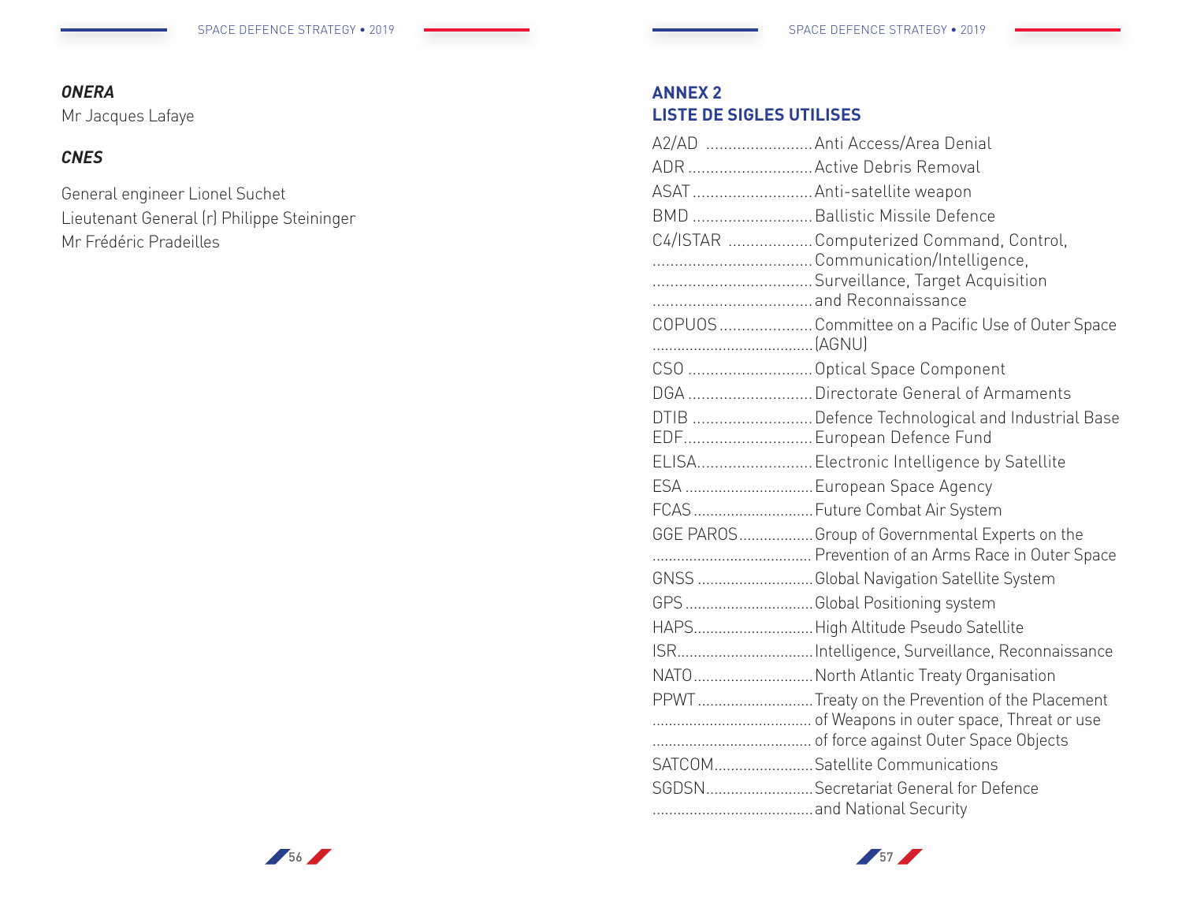***ONERA***

Mr Jacques Lafaye

***CNES***

General engineer Lionel Suchet
Lieutenant General (r) Philippe Steininger
Mr Frédéric Pradeilles

## ANNEX 2
## LISTE DE SIGLES UTILISES

- A2/AD ........................ Anti Access/Area Denial
- ADR ............................ Active Debris Removal
- ASAT ........................... Anti-satellite weapon
- BMD ........................... Ballistic Missile Defence
- C4/ISTAR .................. Computerized Command, Control, Communication/Intelligence, Surveillance, Target Acquisition and Reconnaissance
- COPUOS ..................... Committee on a Pacific Use of Outer Space (AGNU)
- CSO ............................ Optical Space Component
- DGA ............................ Directorate General of Armaments
- DTIB ........................... Defence Technological and Industrial Base
- EDF............................. European Defence Fund
- ELISA.......................... Electronic Intelligence by Satellite
- ESA ............................... European Space Agency
- FCAS ............................ Future Combat Air System
- GGE PAROS................. Group of Governmental Experts on the Prevention of an Arms Race in Outer Space
- GNSS ........................... Global Navigation Satellite System
- GPS .............................. Global Positioning system
- HAPS............................ High Altitude Pseudo Satellite
- ISR................................ Intelligence, Surveillance, Reconnaissance
- NATO............................ North Atlantic Treaty Organisation
- PPWT ........................... Treaty on the Prevention of the Placement of Weapons in outer space, Threat or use of force against Outer Space Objects
- SATCOM........................ Satellite Communications
- SGDSN.......................... Secretariat General for Defence and National Security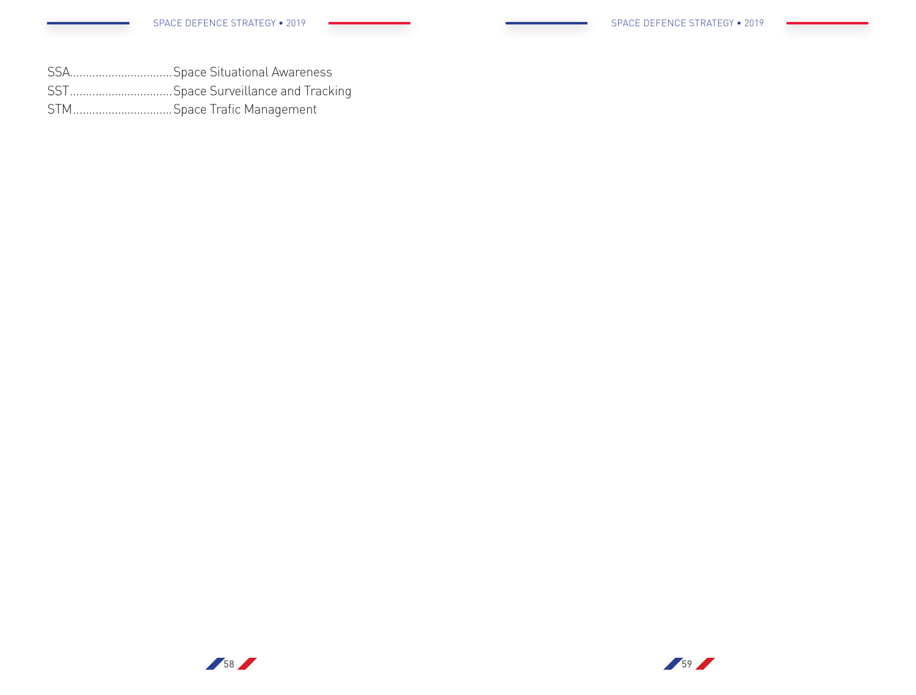SSA................................Space Situational Awareness
SST................................Space Surveillance and Tracking
STM...............................Space Trafic Management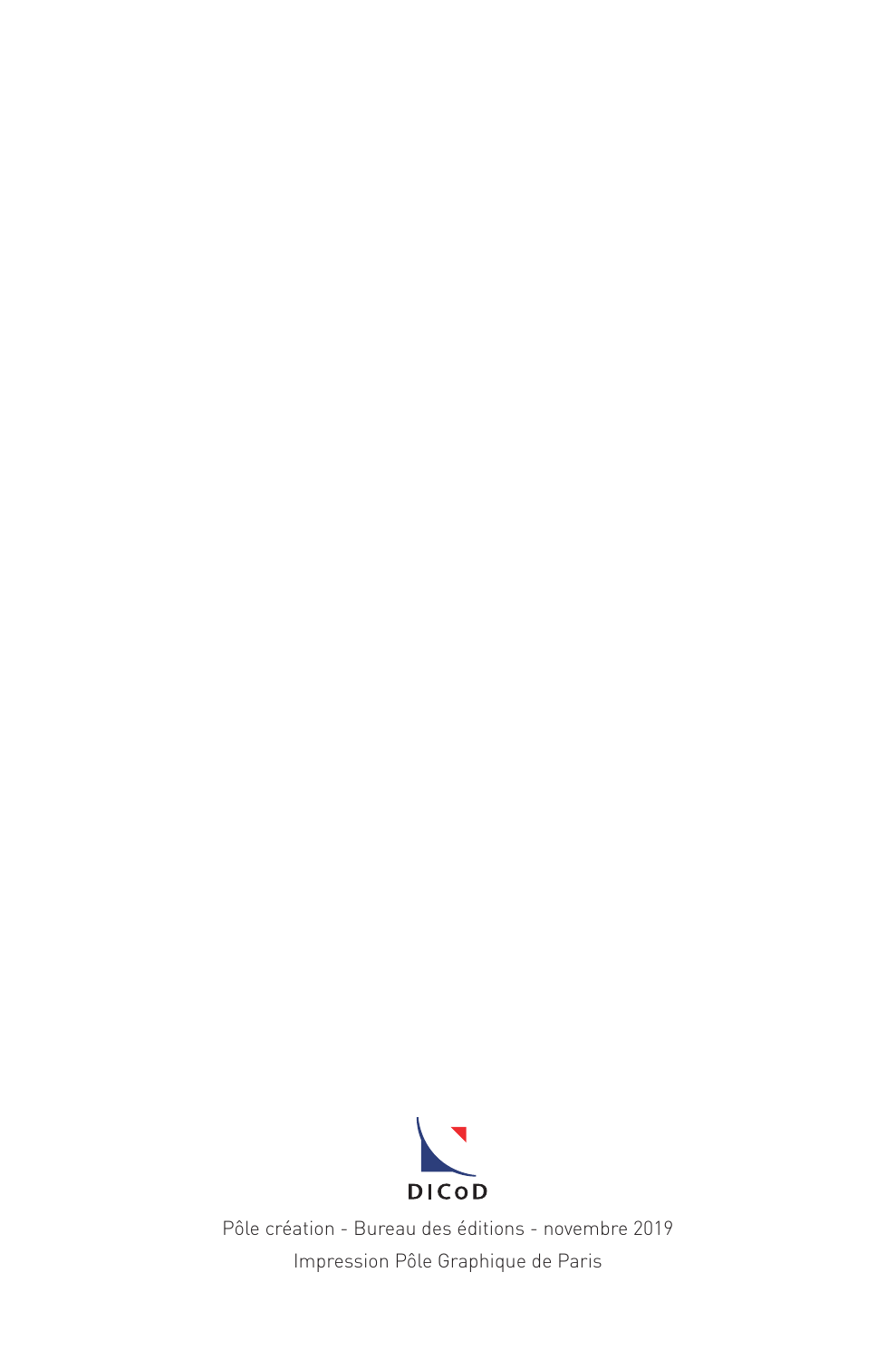DICoD

Pôle création - Bureau des éditions - novembre 2019

Impression Pôle Graphique de Paris